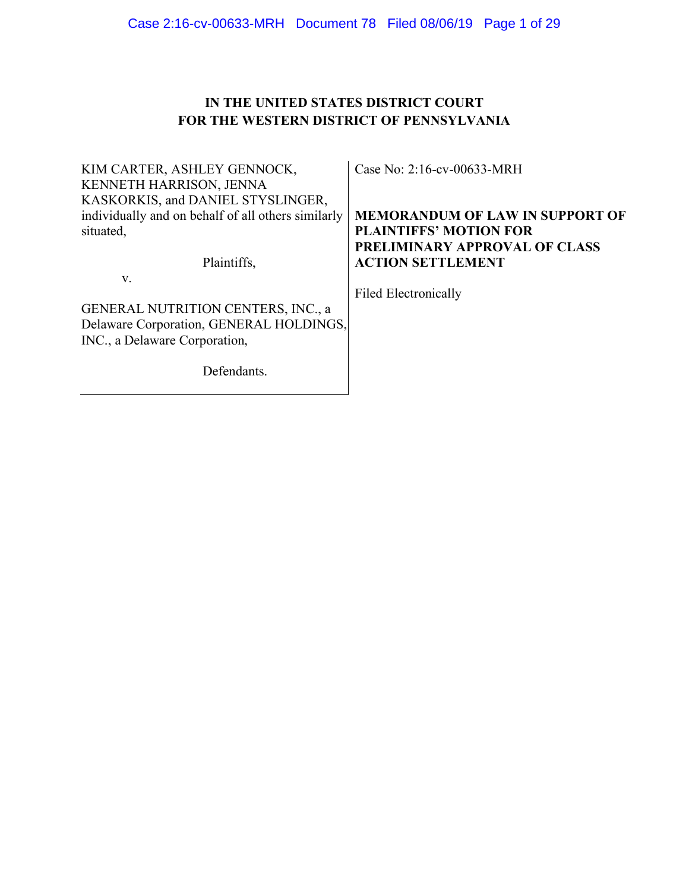**IN THE UNITED STATES DISTRICT COURT**
**FOR THE WESTERN DISTRICT OF PENNSYLVANIA**

KIM CARTER, ASHLEY GENNOCK, KENNETH HARRISON, JENNA KASKORKIS, and DANIEL STYSLINGER, individually and on behalf of all others similarly situated,

Plaintiffs,

v.

GENERAL NUTRITION CENTERS, INC., a Delaware Corporation, GENERAL HOLDINGS, INC., a Delaware Corporation,

Defendants.

Case No: 2:16-cv-00633-MRH

**MEMORANDUM OF LAW IN SUPPORT OF PLAINTIFFS' MOTION FOR PRELIMINARY APPROVAL OF CLASS ACTION SETTLEMENT**

Filed Electronically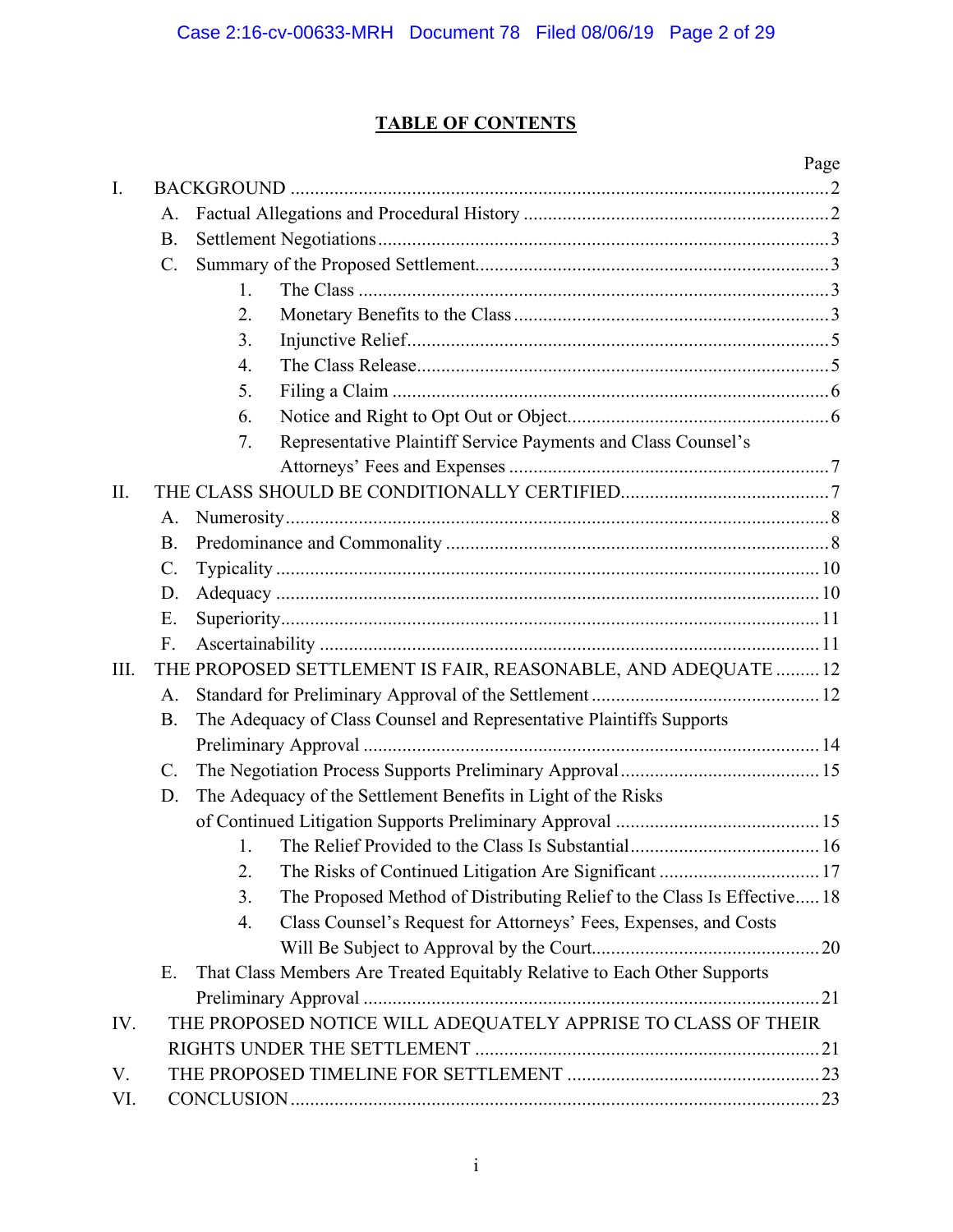# TABLE OF CONTENTS

| | Page |
|---|---|
| I. BACKGROUND | 2 |
| A. Factual Allegations and Procedural History | 2 |
| B. Settlement Negotiations | 3 |
| C. Summary of the Proposed Settlement | 3 |
| 1. The Class | 3 |
| 2. Monetary Benefits to the Class | 3 |
| 3. Injunctive Relief | 5 |
| 4. The Class Release | 5 |
| 5. Filing a Claim | 6 |
| 6. Notice and Right to Opt Out or Object | 6 |
| 7. Representative Plaintiff Service Payments and Class Counsel's Attorneys' Fees and Expenses | 7 |
| II. THE CLASS SHOULD BE CONDITIONALLY CERTIFIED | 7 |
| A. Numerosity | 8 |
| B. Predominance and Commonality | 8 |
| C. Typicality | 10 |
| D. Adequacy | 10 |
| E. Superiority | 11 |
| F. Ascertainability | 11 |
| III. THE PROPOSED SETTLEMENT IS FAIR, REASONABLE, AND ADEQUATE | 12 |
| A. Standard for Preliminary Approval of the Settlement | 12 |
| B. The Adequacy of Class Counsel and Representative Plaintiffs Supports Preliminary Approval | 14 |
| C. The Negotiation Process Supports Preliminary Approval | 15 |
| D. The Adequacy of the Settlement Benefits in Light of the Risks of Continued Litigation Supports Preliminary Approval | 15 |
| 1. The Relief Provided to the Class Is Substantial | 16 |
| 2. The Risks of Continued Litigation Are Significant | 17 |
| 3. The Proposed Method of Distributing Relief to the Class Is Effective | 18 |
| 4. Class Counsel's Request for Attorneys' Fees, Expenses, and Costs Will Be Subject to Approval by the Court | 20 |
| E. That Class Members Are Treated Equitably Relative to Each Other Supports Preliminary Approval | 21 |
| IV. THE PROPOSED NOTICE WILL ADEQUATELY APPRISE TO CLASS OF THEIR RIGHTS UNDER THE SETTLEMENT | 21 |
| V. THE PROPOSED TIMELINE FOR SETTLEMENT | 23 |
| VI. CONCLUSION | 23 |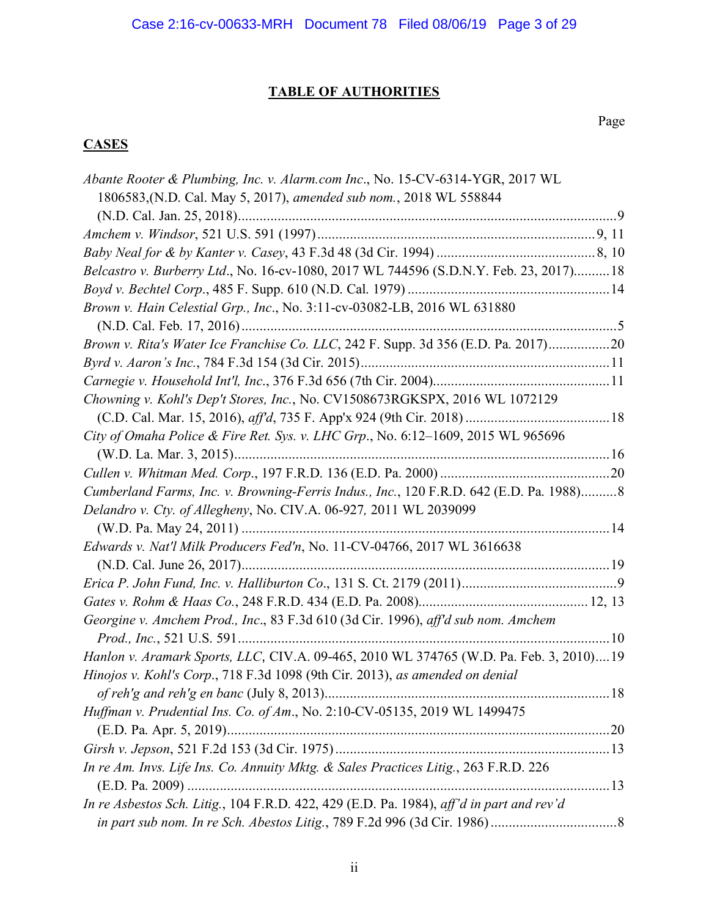## TABLE OF AUTHORITIES

Page

### CASES

*Abante Rooter & Plumbing, Inc. v. Alarm.com Inc*., No. 15-CV-6314-YGR, 2017 WL 1806583,(N.D. Cal. May 5, 2017), *amended sub nom.*, 2018 WL 558844 (N.D. Cal. Jan. 25, 2018)....................9

*Amchem v. Windsor*, 521 U.S. 591 (1997)....................9, 11

*Baby Neal for & by Kanter v. Casey*, 43 F.3d 48 (3d Cir. 1994)....................8, 10

*Belcastro v. Burberry Ltd*., No. 16-cv-1080, 2017 WL 744596 (S.D.N.Y. Feb. 23, 2017)....................18

*Boyd v. Bechtel Corp*., 485 F. Supp. 610 (N.D. Cal. 1979)....................14

*Brown v. Hain Celestial Grp., Inc*., No. 3:11-cv-03082-LB, 2016 WL 631880 (N.D. Cal. Feb. 17, 2016)....................5

*Brown v. Rita's Water Ice Franchise Co. LLC*, 242 F. Supp. 3d 356 (E.D. Pa. 2017)....................20

*Byrd v. Aaron's Inc*., 784 F.3d 154 (3d Cir. 2015)....................11

*Carnegie v. Household Int'l, Inc*., 376 F.3d 656 (7th Cir. 2004)....................11

*Chowning v. Kohl's Dep't Stores, Inc.*, No. CV1508673RGKSPX, 2016 WL 1072129 (C.D. Cal. Mar. 15, 2016), *aff'd*, 735 F. App'x 924 (9th Cir. 2018)....................18

*City of Omaha Police & Fire Ret. Sys. v. LHC Grp*., No. 6:12–1609, 2015 WL 965696 (W.D. La. Mar. 3, 2015)....................16

*Cullen v. Whitman Med. Corp*., 197 F.R.D. 136 (E.D. Pa. 2000)....................20

*Cumberland Farms, Inc. v. Browning-Ferris Indus., Inc.*, 120 F.R.D. 642 (E.D. Pa. 1988)....................8

*Delandro v. Cty. of Allegheny*, No. CIV.A. 06-927*,* 2011 WL 2039099 (W.D. Pa. May 24, 2011)....................14

*Edwards v. Nat'l Milk Producers Fed'n*, No. 11-CV-04766, 2017 WL 3616638 (N.D. Cal. June 26, 2017)....................19

*Erica P. John Fund, Inc. v. Halliburton Co*., 131 S. Ct. 2179 (2011)....................9

*Gates v. Rohm & Haas Co.*, 248 F.R.D. 434 (E.D. Pa. 2008)....................12, 13

*Georgine v. Amchem Prod., Inc*., 83 F.3d 610 (3d Cir. 1996), *aff'd sub nom. Amchem Prod., Inc.*, 521 U.S. 591....................10

*Hanlon v. Aramark Sports, LLC*, CIV.A. 09-465, 2010 WL 374765 (W.D. Pa. Feb. 3, 2010)....................19

*Hinojos v. Kohl's Corp*., 718 F.3d 1098 (9th Cir. 2013), *as amended on denial of reh'g and reh'g en banc* (July 8, 2013)....................18

*Huffman v. Prudential Ins. Co. of Am*., No. 2:10-CV-05135, 2019 WL 1499475 (E.D. Pa. Apr. 5, 2019)....................20

*Girsh v. Jepson*, 521 F.2d 153 (3d Cir. 1975)....................13

*In re Am. Invs. Life Ins. Co. Annuity Mktg. & Sales Practices Litig.*, 263 F.R.D. 226 (E.D. Pa. 2009)....................13

*In re Asbestos Sch. Litig.*, 104 F.R.D. 422, 429 (E.D. Pa. 1984), *aff'd in part and rev'd in part sub nom. In re Sch. Abestos Litig.*, 789 F.2d 996 (3d Cir. 1986)....................8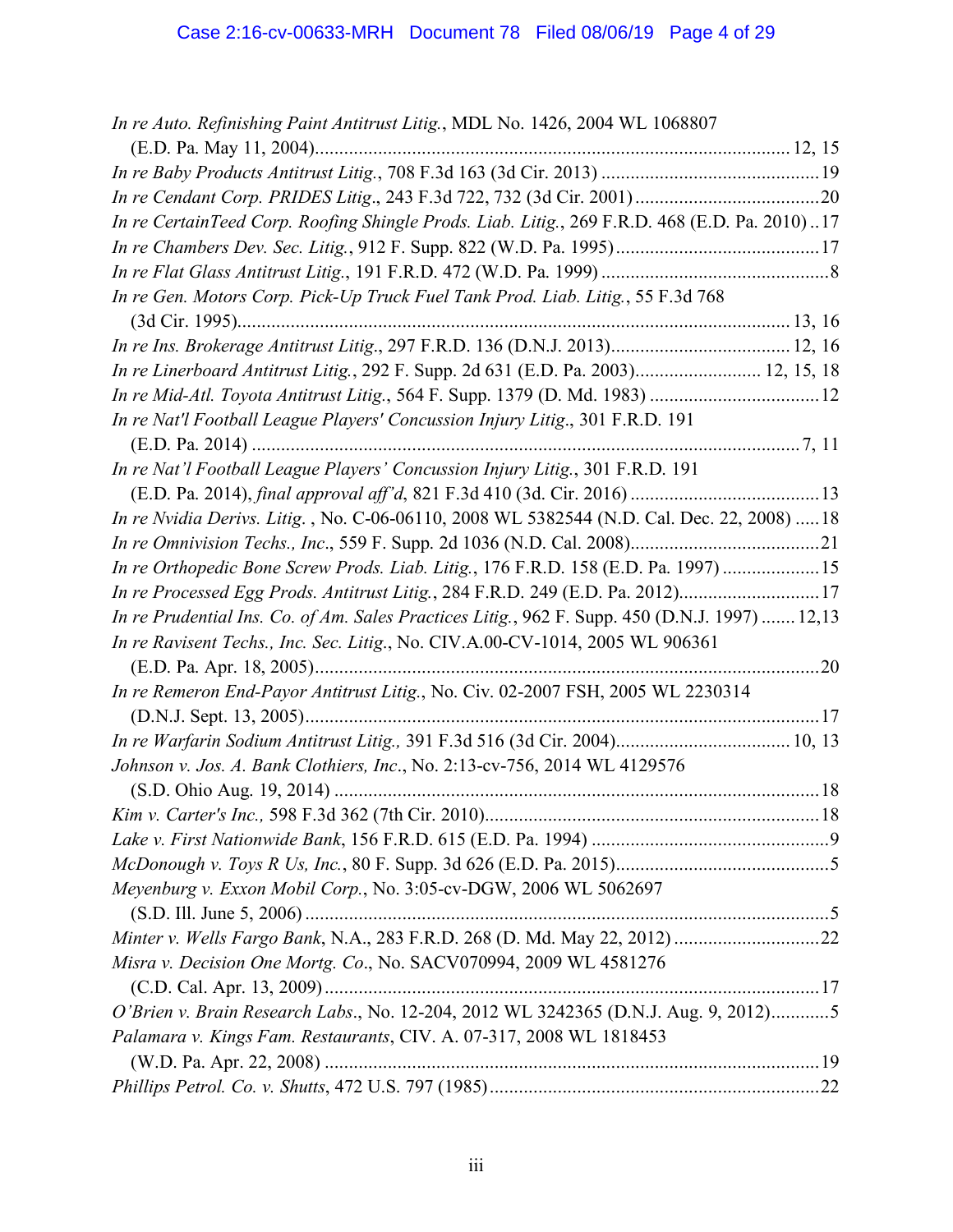*In re Auto. Refinishing Paint Antitrust Litig.*, MDL No. 1426, 2004 WL 1068807 (E.D. Pa. May 11, 2004)........................................................................................................12, 15

*In re Baby Products Antitrust Litig.*, 708 F.3d 163 (3d Cir. 2013) .............................................19

*In re Cendant Corp. PRIDES Litig*., 243 F.3d 722, 732 (3d Cir. 2001)......................................20

*In re CertainTeed Corp. Roofing Shingle Prods. Liab. Litig.*, 269 F.R.D. 468 (E.D. Pa. 2010)..17

*In re Chambers Dev. Sec. Litig.*, 912 F. Supp. 822 (W.D. Pa. 1995)..........................................17

*In re Flat Glass Antitrust Litig.*, 191 F.R.D. 472 (W.D. Pa. 1999) ...............................................8

*In re Gen. Motors Corp. Pick-Up Truck Fuel Tank Prod. Liab. Litig.*, 55 F.3d 768 (3d Cir. 1995)..........................................................................................................................13, 16

*In re Ins. Brokerage Antitrust Litig*., 297 F.R.D. 136 (D.N.J. 2013).....................................12, 16

*In re Linerboard Antitrust Litig.*, 292 F. Supp. 2d 631 (E.D. Pa. 2003)..........................12, 15, 18

*In re Mid-Atl. Toyota Antitrust Litig.*, 564 F. Supp. 1379 (D. Md. 1983) ...................................12

*In re Nat'l Football League Players' Concussion Injury Litig*., 301 F.R.D. 191 (E.D. Pa. 2014) .................................................................................................................7, 11

*In re Nat'l Football League Players' Concussion Injury Litig.*, 301 F.R.D. 191 (E.D. Pa. 2014), *final approval aff'd*, 821 F.3d 410 (3d. Cir. 2016) .......................................13

*In re Nvidia Derivs. Litig.* , No. C-06-06110, 2008 WL 5382544 (N.D. Cal. Dec. 22, 2008) .....18

*In re Omnivision Techs., Inc*., 559 F. Supp. 2d 1036 (N.D. Cal. 2008).......................................21

*In re Orthopedic Bone Screw Prods. Liab. Litig.*, 176 F.R.D. 158 (E.D. Pa. 1997) ....................15

*In re Processed Egg Prods. Antitrust Litig.*, 284 F.R.D. 249 (E.D. Pa. 2012).............................17

*In re Prudential Ins. Co. of Am. Sales Practices Litig.*, 962 F. Supp. 450 (D.N.J. 1997) .......12,13

*In re Ravisent Techs., Inc. Sec. Litig*., No. CIV.A.00-CV-1014, 2005 WL 906361 (E.D. Pa. Apr. 18, 2005).......................................................................................................20

*In re Remeron End-Payor Antitrust Litig.*, No. Civ. 02-2007 FSH, 2005 WL 2230314 (D.N.J. Sept. 13, 2005).........................................................................................................17

*In re Warfarin Sodium Antitrust Litig.,* 391 F.3d 516 (3d Cir. 2004)...................................10, 13

*Johnson v. Jos. A. Bank Clothiers, Inc*., No. 2:13-cv-756, 2014 WL 4129576 (S.D. Ohio Aug. 19, 2014) ...................................................................................................18

*Kim v. Carter's Inc.,* 598 F.3d 362 (7th Cir. 2010)....................................................................18

*Lake v. First Nationwide Bank*, 156 F.R.D. 615 (E.D. Pa. 1994) .................................................9

*McDonough v. Toys R Us, Inc.*, 80 F. Supp. 3d 626 (E.D. Pa. 2015)............................................5

*Meyenburg v. Exxon Mobil Corp.*, No. 3:05-cv-DGW, 2006 WL 5062697 (S.D. Ill. June 5, 2006) ...........................................................................................................5

*Minter v. Wells Fargo Bank*, N.A., 283 F.R.D. 268 (D. Md. May 22, 2012) .............................22

*Misra v. Decision One Mortg. Co*., No. SACV070994, 2009 WL 4581276 (C.D. Cal. Apr. 13, 2009).....................................................................................................17

*O'Brien v. Brain Research Labs*., No. 12-204, 2012 WL 3242365 (D.N.J. Aug. 9, 2012)............5

*Palamara v. Kings Fam. Restaurants*, CIV. A. 07-317, 2008 WL 1818453 (W.D. Pa. Apr. 22, 2008) .....................................................................................................19

*Phillips Petrol. Co. v. Shutts*, 472 U.S. 797 (1985)...................................................................22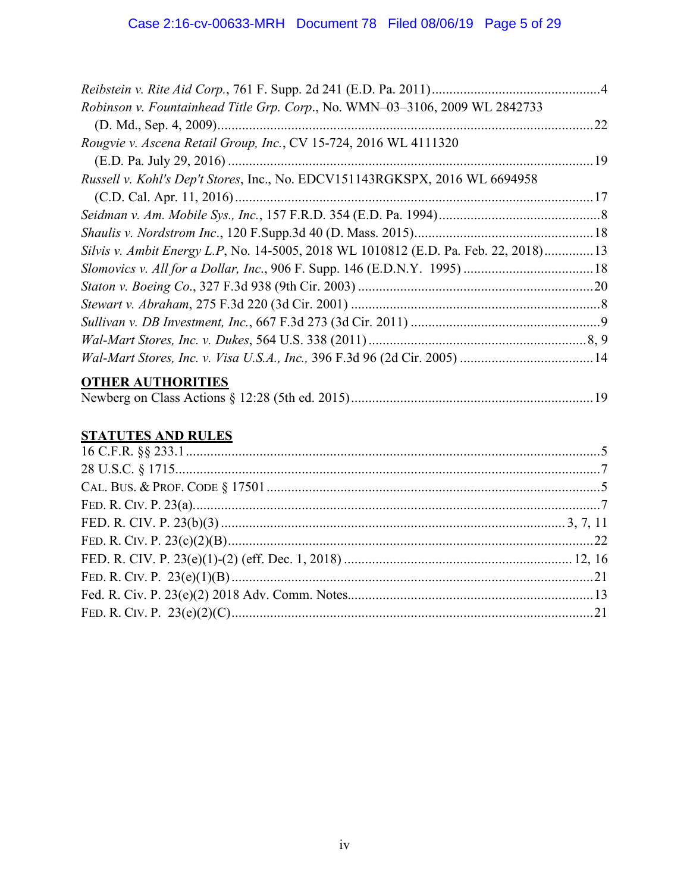*Reibstein v. Rite Aid Corp.*, 761 F. Supp. 2d 241 (E.D. Pa. 2011)................................................4

*Robinson v. Fountainhead Title Grp. Corp.*, No. WMN–03–3106, 2009 WL 2842733 (D. Md., Sep. 4, 2009)..........................................................................................................22

*Rougvie v. Ascena Retail Group, Inc.*, CV 15-724, 2016 WL 4111320 (E.D. Pa. July 29, 2016) .......................................................................................................19

*Russell v. Kohl's Dep't Stores*, Inc., No. EDCV151143RGKSPX, 2016 WL 6694958 (C.D. Cal. Apr. 11, 2016).....................................................................................................17

*Seidman v. Am. Mobile Sys., Inc.*, 157 F.R.D. 354 (E.D. Pa. 1994).............................................8

*Shaulis v. Nordstrom Inc*., 120 F.Supp.3d 40 (D. Mass. 2015)..................................................18

*Silvis v. Ambit Energy L.P*, No. 14-5005, 2018 WL 1010812 (E.D. Pa. Feb. 22, 2018)..............13

*Slomovics v. All for a Dollar, Inc.*, 906 F. Supp. 146 (E.D.N.Y. 1995) .....................................18

*Staton v. Boeing Co*., 327 F.3d 938 (9th Cir. 2003) ...................................................................20

*Stewart v. Abraham*, 275 F.3d 220 (3d Cir. 2001) .......................................................................8

*Sullivan v. DB Investment, Inc.*, 667 F.3d 273 (3d Cir. 2011) ......................................................9

*Wal-Mart Stores, Inc. v. Dukes*, 564 U.S. 338 (2011) .............................................................8, 9

*Wal-Mart Stores, Inc. v. Visa U.S.A., Inc.,* 396 F.3d 96 (2d Cir. 2005) ......................................14

**OTHER AUTHORITIES**

Newberg on Class Actions § 12:28 (5th ed. 2015)....................................................................19

**STATUTES AND RULES**

16 C.F.R. §§ 233.1.......................................................................................................................5

28 U.S.C. § 1715..........................................................................................................................7

CAL. BUS. & PROF. CODE § 17501 ...............................................................................................5

FED. R. CIV. P. 23(a)......................................................................................................................7

FED. R. CIV. P. 23(b)(3) ..........................................................................................................3, 7, 11

FED. R. CIV. P. 23(c)(2)(B).........................................................................................................22

FED. R. CIV. P. 23(e)(1)-(2) (eff. Dec. 1, 2018) ................................................................12, 16

FED. R. CIV. P. 23(e)(1)(B) .......................................................................................................21

Fed. R. Civ. P. 23(e)(2) 2018 Adv. Comm. Notes.....................................................................13

FED. R. CIV. P. 23(e)(2)(C).......................................................................................................21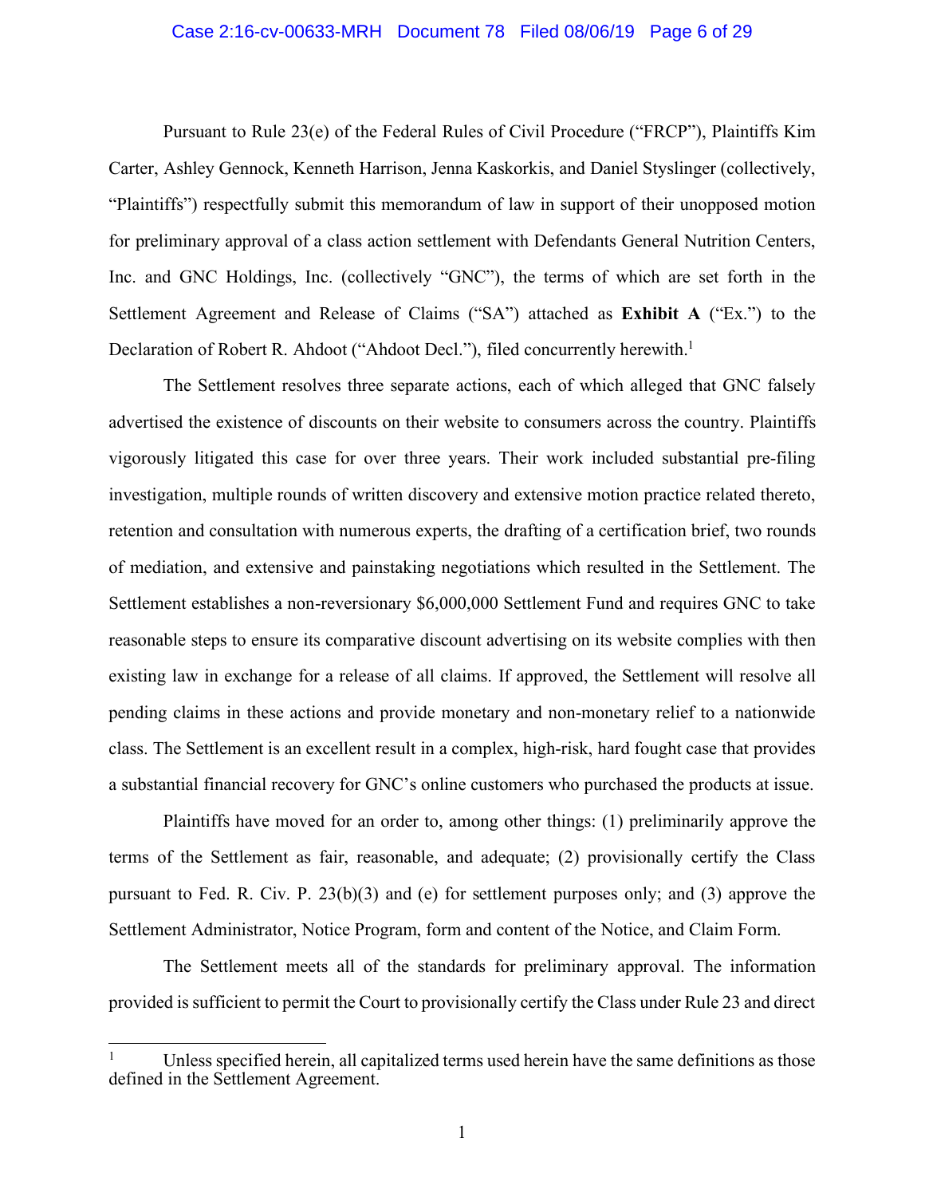Pursuant to Rule 23(e) of the Federal Rules of Civil Procedure ("FRCP"), Plaintiffs Kim Carter, Ashley Gennock, Kenneth Harrison, Jenna Kaskorkis, and Daniel Styslinger (collectively, "Plaintiffs") respectfully submit this memorandum of law in support of their unopposed motion for preliminary approval of a class action settlement with Defendants General Nutrition Centers, Inc. and GNC Holdings, Inc. (collectively "GNC"), the terms of which are set forth in the Settlement Agreement and Release of Claims ("SA") attached as **Exhibit A** ("Ex.") to the Declaration of Robert R. Ahdoot ("Ahdoot Decl."), filed concurrently herewith.[1]

The Settlement resolves three separate actions, each of which alleged that GNC falsely advertised the existence of discounts on their website to consumers across the country. Plaintiffs vigorously litigated this case for over three years. Their work included substantial pre-filing investigation, multiple rounds of written discovery and extensive motion practice related thereto, retention and consultation with numerous experts, the drafting of a certification brief, two rounds of mediation, and extensive and painstaking negotiations which resulted in the Settlement. The Settlement establishes a non-reversionary $6,000,000 Settlement Fund and requires GNC to take reasonable steps to ensure its comparative discount advertising on its website complies with then existing law in exchange for a release of all claims. If approved, the Settlement will resolve all pending claims in these actions and provide monetary and non-monetary relief to a nationwide class. The Settlement is an excellent result in a complex, high-risk, hard fought case that provides a substantial financial recovery for GNC's online customers who purchased the products at issue.

Plaintiffs have moved for an order to, among other things: (1) preliminarily approve the terms of the Settlement as fair, reasonable, and adequate; (2) provisionally certify the Class pursuant to Fed. R. Civ. P. 23(b)(3) and (e) for settlement purposes only; and (3) approve the Settlement Administrator, Notice Program, form and content of the Notice, and Claim Form.

The Settlement meets all of the standards for preliminary approval. The information provided is sufficient to permit the Court to provisionally certify the Class under Rule 23 and direct

---

[1] Unless specified herein, all capitalized terms used herein have the same definitions as those defined in the Settlement Agreement.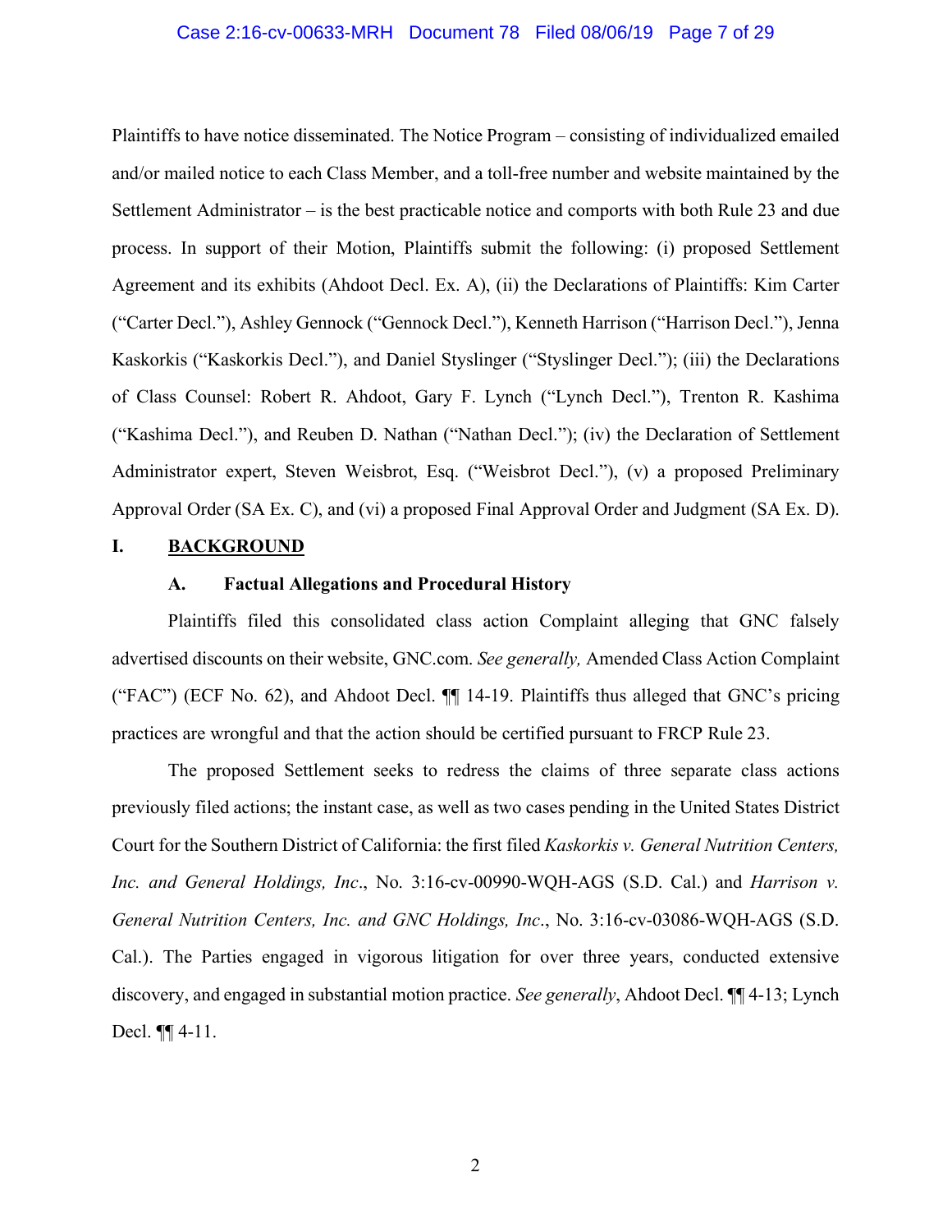Plaintiffs to have notice disseminated. The Notice Program – consisting of individualized emailed and/or mailed notice to each Class Member, and a toll-free number and website maintained by the Settlement Administrator – is the best practicable notice and comports with both Rule 23 and due process. In support of their Motion, Plaintiffs submit the following: (i) proposed Settlement Agreement and its exhibits (Ahdoot Decl. Ex. A), (ii) the Declarations of Plaintiffs: Kim Carter ("Carter Decl."), Ashley Gennock ("Gennock Decl."), Kenneth Harrison ("Harrison Decl."), Jenna Kaskorkis ("Kaskorkis Decl."), and Daniel Styslinger ("Styslinger Decl."); (iii) the Declarations of Class Counsel: Robert R. Ahdoot, Gary F. Lynch ("Lynch Decl."), Trenton R. Kashima ("Kashima Decl."), and Reuben D. Nathan ("Nathan Decl."); (iv) the Declaration of Settlement Administrator expert, Steven Weisbrot, Esq. ("Weisbrot Decl."), (v) a proposed Preliminary Approval Order (SA Ex. C), and (vi) a proposed Final Approval Order and Judgment (SA Ex. D).

## I. BACKGROUND

### A. Factual Allegations and Procedural History

Plaintiffs filed this consolidated class action Complaint alleging that GNC falsely advertised discounts on their website, GNC.com. *See generally,* Amended Class Action Complaint ("FAC") (ECF No. 62), and Ahdoot Decl. ¶¶ 14-19. Plaintiffs thus alleged that GNC's pricing practices are wrongful and that the action should be certified pursuant to FRCP Rule 23.

The proposed Settlement seeks to redress the claims of three separate class actions previously filed actions; the instant case, as well as two cases pending in the United States District Court for the Southern District of California: the first filed *Kaskorkis v. General Nutrition Centers, Inc. and General Holdings, Inc*., No. 3:16-cv-00990-WQH-AGS (S.D. Cal.) and *Harrison v. General Nutrition Centers, Inc. and GNC Holdings, Inc*., No. 3:16-cv-03086-WQH-AGS (S.D. Cal.). The Parties engaged in vigorous litigation for over three years, conducted extensive discovery, and engaged in substantial motion practice. *See generally*, Ahdoot Decl. ¶¶ 4-13; Lynch Decl. ¶¶ 4-11.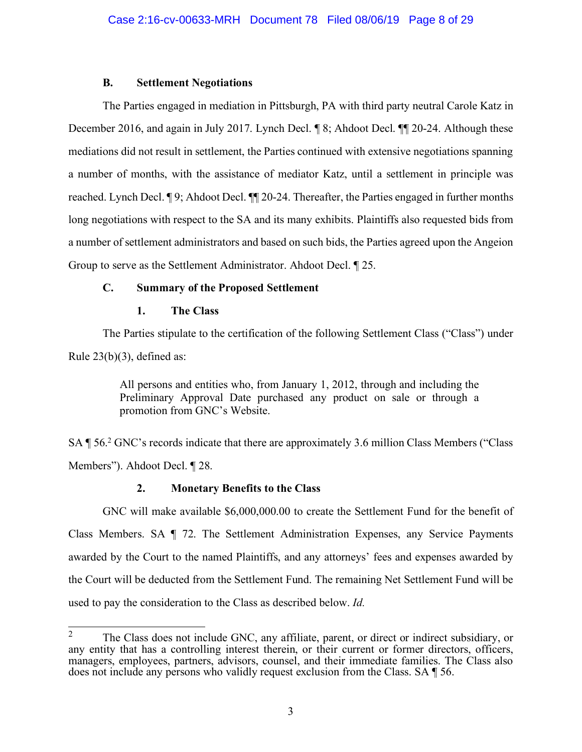### B. Settlement Negotiations

The Parties engaged in mediation in Pittsburgh, PA with third party neutral Carole Katz in December 2016, and again in July 2017. Lynch Decl. ¶ 8; Ahdoot Decl. ¶¶ 20-24. Although these mediations did not result in settlement, the Parties continued with extensive negotiations spanning a number of months, with the assistance of mediator Katz, until a settlement in principle was reached. Lynch Decl. ¶ 9; Ahdoot Decl. ¶¶ 20-24. Thereafter, the Parties engaged in further months long negotiations with respect to the SA and its many exhibits. Plaintiffs also requested bids from a number of settlement administrators and based on such bids, the Parties agreed upon the Angeion Group to serve as the Settlement Administrator. Ahdoot Decl. ¶ 25.

### C. Summary of the Proposed Settlement

#### 1. The Class

The Parties stipulate to the certification of the following Settlement Class ("Class") under Rule 23(b)(3), defined as:

> All persons and entities who, from January 1, 2012, through and including the Preliminary Approval Date purchased any product on sale or through a promotion from GNC's Website.

SA ¶ 56.[2] GNC's records indicate that there are approximately 3.6 million Class Members ("Class Members"). Ahdoot Decl. ¶ 28.

#### 2. Monetary Benefits to the Class

GNC will make available $6,000,000.00 to create the Settlement Fund for the benefit of Class Members. SA ¶ 72. The Settlement Administration Expenses, any Service Payments awarded by the Court to the named Plaintiffs, and any attorneys' fees and expenses awarded by the Court will be deducted from the Settlement Fund. The remaining Net Settlement Fund will be used to pay the consideration to the Class as described below. *Id.*

---

[2] The Class does not include GNC, any affiliate, parent, or direct or indirect subsidiary, or any entity that has a controlling interest therein, or their current or former directors, officers, managers, employees, partners, advisors, counsel, and their immediate families. The Class also does not include any persons who validly request exclusion from the Class. SA ¶ 56.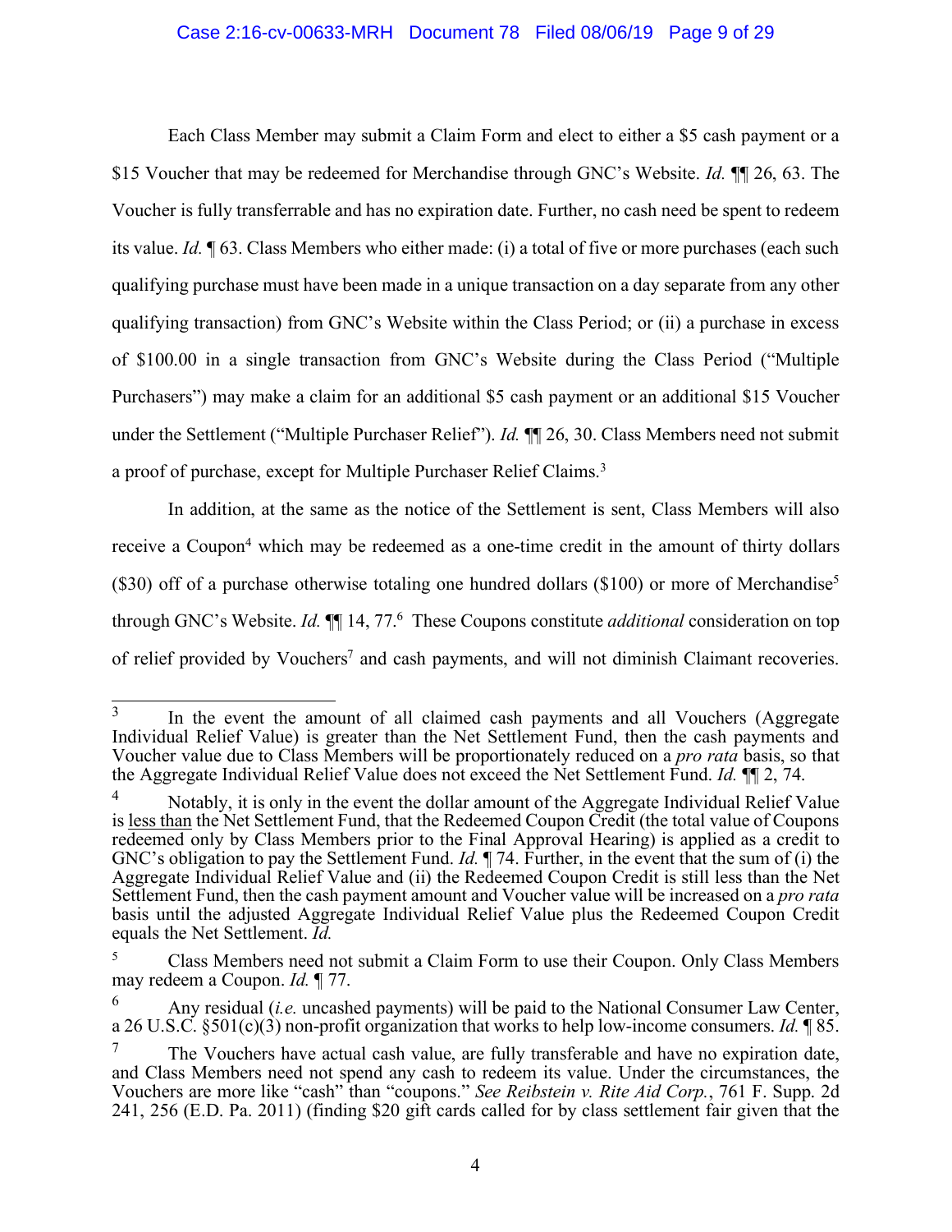Each Class Member may submit a Claim Form and elect to either a $5 cash payment or a $15 Voucher that may be redeemed for Merchandise through GNC's Website. *Id.* ¶¶ 26, 63. The Voucher is fully transferrable and has no expiration date. Further, no cash need be spent to redeem its value. *Id.* ¶ 63. Class Members who either made: (i) a total of five or more purchases (each such qualifying purchase must have been made in a unique transaction on a day separate from any other qualifying transaction) from GNC's Website within the Class Period; or (ii) a purchase in excess of $100.00 in a single transaction from GNC's Website during the Class Period ("Multiple Purchasers") may make a claim for an additional $5 cash payment or an additional $15 Voucher under the Settlement ("Multiple Purchaser Relief"). *Id.* ¶¶ 26, 30. Class Members need not submit a proof of purchase, except for Multiple Purchaser Relief Claims.[3]

In addition, at the same as the notice of the Settlement is sent, Class Members will also receive a Coupon[4] which may be redeemed as a one-time credit in the amount of thirty dollars ($30) off of a purchase otherwise totaling one hundred dollars ($100) or more of Merchandise[5] through GNC's Website. *Id.* ¶¶ 14, 77.[6] These Coupons constitute *additional* consideration on top of relief provided by Vouchers[7] and cash payments, and will not diminish Claimant recoveries.

---

[3] In the event the amount of all claimed cash payments and all Vouchers (Aggregate Individual Relief Value) is greater than the Net Settlement Fund, then the cash payments and Voucher value due to Class Members will be proportionately reduced on a *pro rata* basis, so that the Aggregate Individual Relief Value does not exceed the Net Settlement Fund. *Id.* ¶¶ 2, 74.

[4] Notably, it is only in the event the dollar amount of the Aggregate Individual Relief Value is less than the Net Settlement Fund, that the Redeemed Coupon Credit (the total value of Coupons redeemed only by Class Members prior to the Final Approval Hearing) is applied as a credit to GNC's obligation to pay the Settlement Fund. *Id.* ¶ 74. Further, in the event that the sum of (i) the Aggregate Individual Relief Value and (ii) the Redeemed Coupon Credit is still less than the Net Settlement Fund, then the cash payment amount and Voucher value will be increased on a *pro rata* basis until the adjusted Aggregate Individual Relief Value plus the Redeemed Coupon Credit equals the Net Settlement. *Id.*

[5] Class Members need not submit a Claim Form to use their Coupon. Only Class Members may redeem a Coupon. *Id.* ¶ 77.

[6] Any residual (*i.e.* uncashed payments) will be paid to the National Consumer Law Center, a 26 U.S.C. §501(c)(3) non-profit organization that works to help low-income consumers. *Id.* ¶ 85.

[7] The Vouchers have actual cash value, are fully transferable and have no expiration date, and Class Members need not spend any cash to redeem its value. Under the circumstances, the Vouchers are more like "cash" than "coupons." *See Reibstein v. Rite Aid Corp.*, 761 F. Supp. 2d 241, 256 (E.D. Pa. 2011) (finding $20 gift cards called for by class settlement fair given that the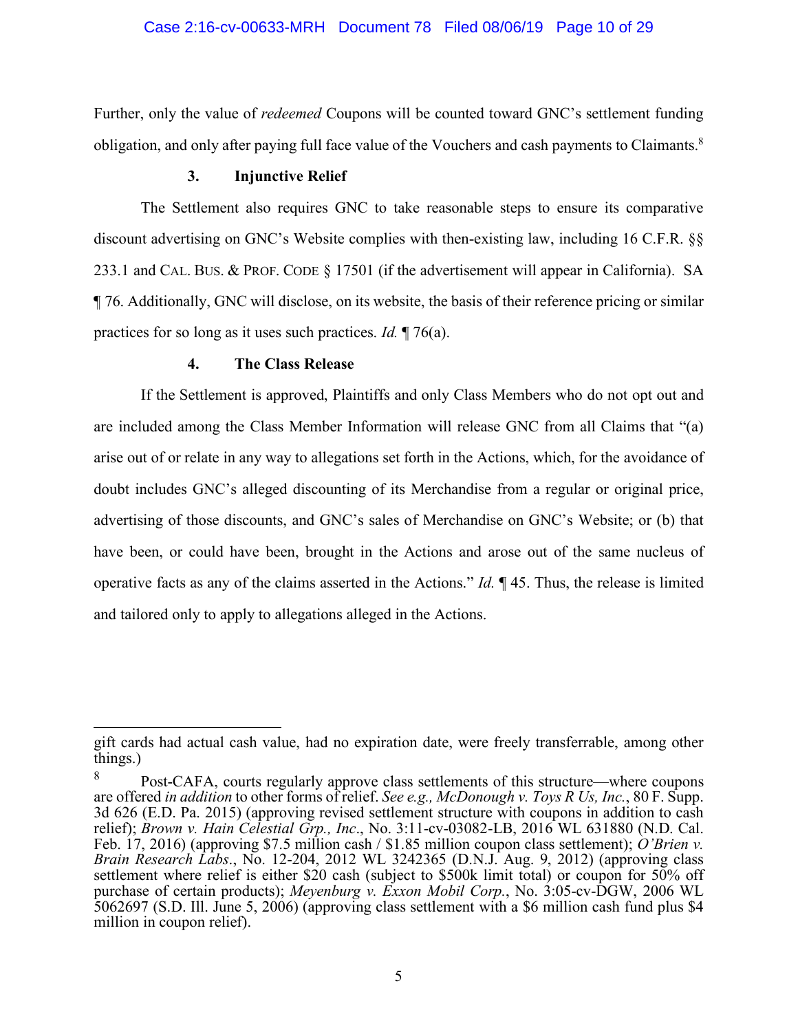Further, only the value of *redeemed* Coupons will be counted toward GNC's settlement funding obligation, and only after paying full face value of the Vouchers and cash payments to Claimants.[8]

### 3. Injunctive Relief

The Settlement also requires GNC to take reasonable steps to ensure its comparative discount advertising on GNC's Website complies with then-existing law, including 16 C.F.R. §§ 233.1 and CAL. BUS. & PROF. CODE § 17501 (if the advertisement will appear in California). SA ¶ 76. Additionally, GNC will disclose, on its website, the basis of their reference pricing or similar practices for so long as it uses such practices. *Id.* ¶ 76(a).

### 4. The Class Release

If the Settlement is approved, Plaintiffs and only Class Members who do not opt out and are included among the Class Member Information will release GNC from all Claims that "(a) arise out of or relate in any way to allegations set forth in the Actions, which, for the avoidance of doubt includes GNC's alleged discounting of its Merchandise from a regular or original price, advertising of those discounts, and GNC's sales of Merchandise on GNC's Website; or (b) that have been, or could have been, brought in the Actions and arose out of the same nucleus of operative facts as any of the claims asserted in the Actions." *Id.* ¶ 45. Thus, the release is limited and tailored only to apply to allegations alleged in the Actions.

---

gift cards had actual cash value, had no expiration date, were freely transferrable, among other things.)

[8] Post-CAFA, courts regularly approve class settlements of this structure—where coupons are offered *in addition* to other forms of relief. *See e.g., McDonough v. Toys R Us, Inc.*, 80 F. Supp. 3d 626 (E.D. Pa. 2015) (approving revised settlement structure with coupons in addition to cash relief); *Brown v. Hain Celestial Grp., Inc*., No. 3:11-cv-03082-LB, 2016 WL 631880 (N.D. Cal. Feb. 17, 2016) (approving $7.5 million cash / $1.85 million coupon class settlement); *O'Brien v. Brain Research Labs*., No. 12-204, 2012 WL 3242365 (D.N.J. Aug. 9, 2012) (approving class settlement where relief is either $20 cash (subject to $500k limit total) or coupon for 50% off purchase of certain products); *Meyenburg v. Exxon Mobil Corp.*, No. 3:05-cv-DGW, 2006 WL 5062697 (S.D. Ill. June 5, 2006) (approving class settlement with a $6 million cash fund plus $4 million in coupon relief).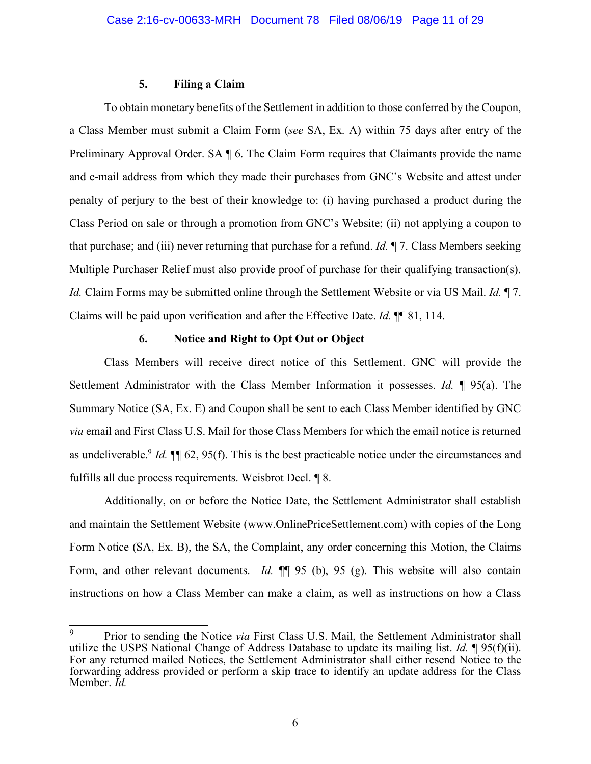### 5. Filing a Claim

To obtain monetary benefits of the Settlement in addition to those conferred by the Coupon, a Class Member must submit a Claim Form (*see* SA, Ex. A) within 75 days after entry of the Preliminary Approval Order. SA ¶ 6. The Claim Form requires that Claimants provide the name and e-mail address from which they made their purchases from GNC's Website and attest under penalty of perjury to the best of their knowledge to: (i) having purchased a product during the Class Period on sale or through a promotion from GNC's Website; (ii) not applying a coupon to that purchase; and (iii) never returning that purchase for a refund. *Id.* ¶ 7. Class Members seeking Multiple Purchaser Relief must also provide proof of purchase for their qualifying transaction(s). *Id.* Claim Forms may be submitted online through the Settlement Website or via US Mail. *Id.* ¶ 7. Claims will be paid upon verification and after the Effective Date. *Id.* ¶¶ 81, 114.

### 6. Notice and Right to Opt Out or Object

Class Members will receive direct notice of this Settlement. GNC will provide the Settlement Administrator with the Class Member Information it possesses. *Id.* ¶ 95(a). The Summary Notice (SA, Ex. E) and Coupon shall be sent to each Class Member identified by GNC *via* email and First Class U.S. Mail for those Class Members for which the email notice is returned as undeliverable.[9] *Id.* ¶¶ 62, 95(f). This is the best practicable notice under the circumstances and fulfills all due process requirements. Weisbrot Decl. ¶ 8.

Additionally, on or before the Notice Date, the Settlement Administrator shall establish and maintain the Settlement Website (www.OnlinePriceSettlement.com) with copies of the Long Form Notice (SA, Ex. B), the SA, the Complaint, any order concerning this Motion, the Claims Form, and other relevant documents. *Id.* ¶¶ 95 (b), 95 (g). This website will also contain instructions on how a Class Member can make a claim, as well as instructions on how a Class

---

[9] Prior to sending the Notice *via* First Class U.S. Mail, the Settlement Administrator shall utilize the USPS National Change of Address Database to update its mailing list. *Id.* ¶ 95(f)(ii). For any returned mailed Notices, the Settlement Administrator shall either resend Notice to the forwarding address provided or perform a skip trace to identify an update address for the Class Member. *Id.*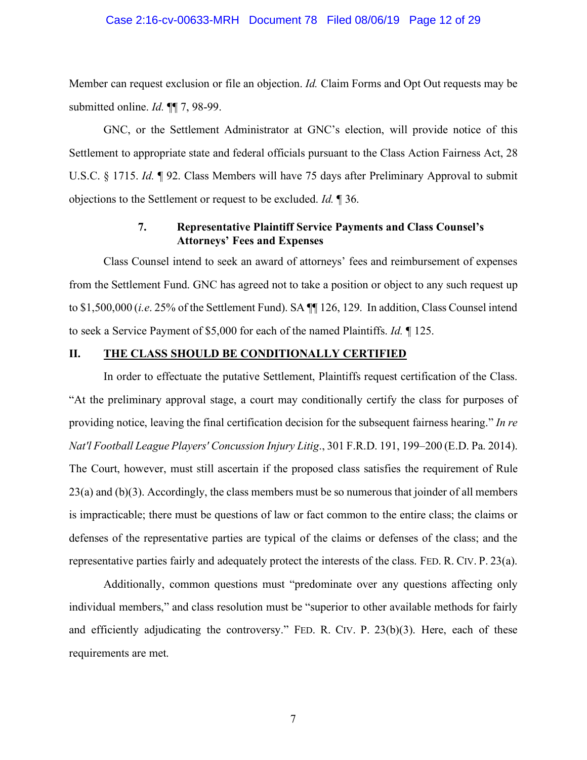Member can request exclusion or file an objection. *Id.* Claim Forms and Opt Out requests may be submitted online. *Id.* ¶¶ 7, 98-99.

GNC, or the Settlement Administrator at GNC's election, will provide notice of this Settlement to appropriate state and federal officials pursuant to the Class Action Fairness Act, 28 U.S.C. § 1715. *Id.* ¶ 92. Class Members will have 75 days after Preliminary Approval to submit objections to the Settlement or request to be excluded. *Id.* ¶ 36.

### 7. Representative Plaintiff Service Payments and Class Counsel's Attorneys' Fees and Expenses

Class Counsel intend to seek an award of attorneys' fees and reimbursement of expenses from the Settlement Fund. GNC has agreed not to take a position or object to any such request up to $1,500,000 (*i.e*. 25% of the Settlement Fund). SA ¶¶ 126, 129. In addition, Class Counsel intend to seek a Service Payment of $5,000 for each of the named Plaintiffs. *Id.* ¶ 125.

## II. THE CLASS SHOULD BE CONDITIONALLY CERTIFIED

In order to effectuate the putative Settlement, Plaintiffs request certification of the Class. "At the preliminary approval stage, a court may conditionally certify the class for purposes of providing notice, leaving the final certification decision for the subsequent fairness hearing." *In re Nat'l Football League Players' Concussion Injury Litig.*, 301 F.R.D. 191, 199–200 (E.D. Pa. 2014). The Court, however, must still ascertain if the proposed class satisfies the requirement of Rule 23(a) and (b)(3). Accordingly, the class members must be so numerous that joinder of all members is impracticable; there must be questions of law or fact common to the entire class; the claims or defenses of the representative parties are typical of the claims or defenses of the class; and the representative parties fairly and adequately protect the interests of the class. FED. R. CIV. P. 23(a).

Additionally, common questions must "predominate over any questions affecting only individual members," and class resolution must be "superior to other available methods for fairly and efficiently adjudicating the controversy." FED. R. CIV. P. 23(b)(3). Here, each of these requirements are met.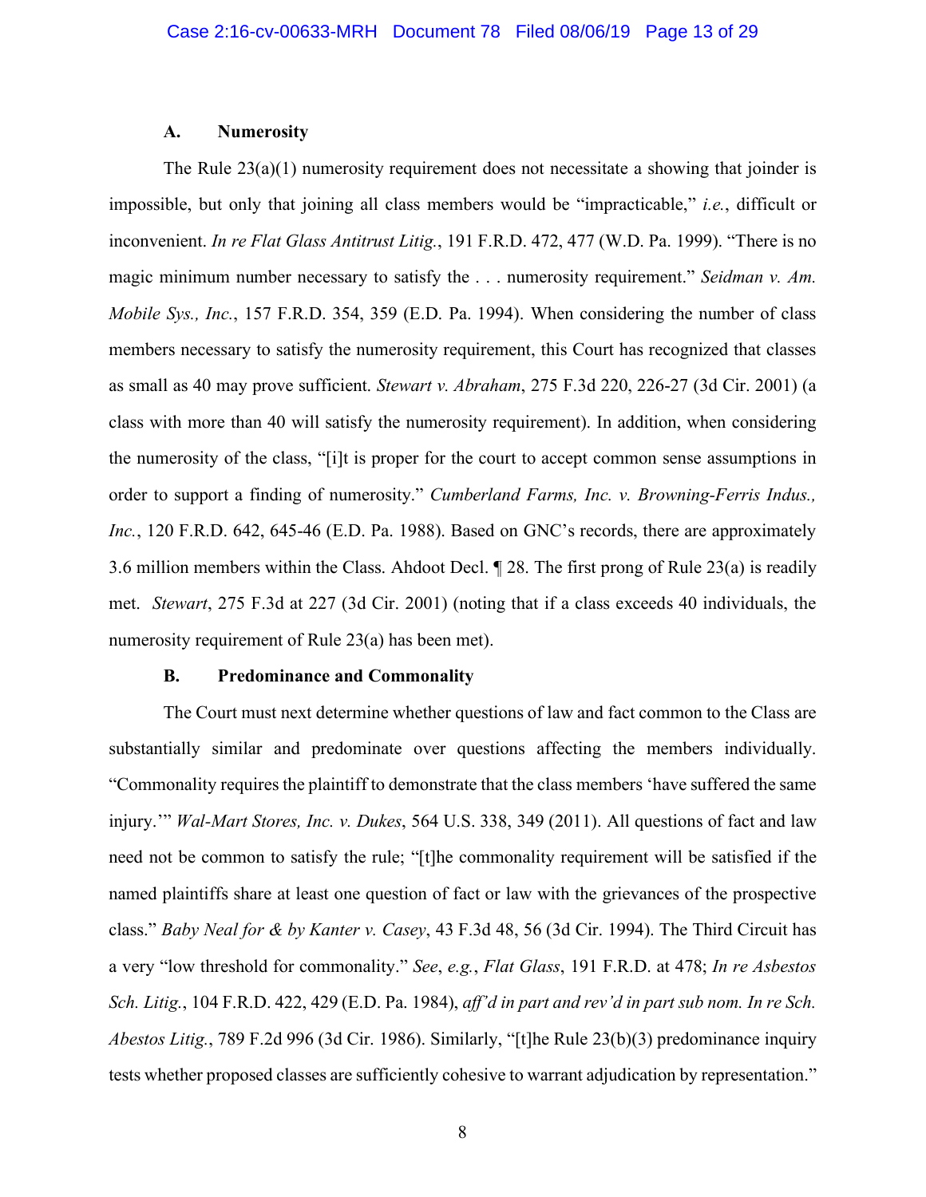### A. Numerosity

The Rule 23(a)(1) numerosity requirement does not necessitate a showing that joinder is impossible, but only that joining all class members would be "impracticable," *i.e.*, difficult or inconvenient. *In re Flat Glass Antitrust Litig.*, 191 F.R.D. 472, 477 (W.D. Pa. 1999). "There is no magic minimum number necessary to satisfy the . . . numerosity requirement." *Seidman v. Am. Mobile Sys., Inc.*, 157 F.R.D. 354, 359 (E.D. Pa. 1994). When considering the number of class members necessary to satisfy the numerosity requirement, this Court has recognized that classes as small as 40 may prove sufficient. *Stewart v. Abraham*, 275 F.3d 220, 226-27 (3d Cir. 2001) (a class with more than 40 will satisfy the numerosity requirement). In addition, when considering the numerosity of the class, "[i]t is proper for the court to accept common sense assumptions in order to support a finding of numerosity." *Cumberland Farms, Inc. v. Browning-Ferris Indus., Inc.*, 120 F.R.D. 642, 645-46 (E.D. Pa. 1988). Based on GNC's records, there are approximately 3.6 million members within the Class. Ahdoot Decl. ¶ 28. The first prong of Rule 23(a) is readily met. *Stewart*, 275 F.3d at 227 (3d Cir. 2001) (noting that if a class exceeds 40 individuals, the numerosity requirement of Rule 23(a) has been met).

### B. Predominance and Commonality

The Court must next determine whether questions of law and fact common to the Class are substantially similar and predominate over questions affecting the members individually. "Commonality requires the plaintiff to demonstrate that the class members 'have suffered the same injury.'" *Wal-Mart Stores, Inc. v. Dukes*, 564 U.S. 338, 349 (2011). All questions of fact and law need not be common to satisfy the rule; "[t]he commonality requirement will be satisfied if the named plaintiffs share at least one question of fact or law with the grievances of the prospective class." *Baby Neal for & by Kanter v. Casey*, 43 F.3d 48, 56 (3d Cir. 1994). The Third Circuit has a very "low threshold for commonality." *See*, *e.g.*, *Flat Glass*, 191 F.R.D. at 478; *In re Asbestos Sch. Litig.*, 104 F.R.D. 422, 429 (E.D. Pa. 1984), *aff'd in part and rev'd in part sub nom. In re Sch. Abestos Litig.*, 789 F.2d 996 (3d Cir. 1986). Similarly, "[t]he Rule 23(b)(3) predominance inquiry tests whether proposed classes are sufficiently cohesive to warrant adjudication by representation."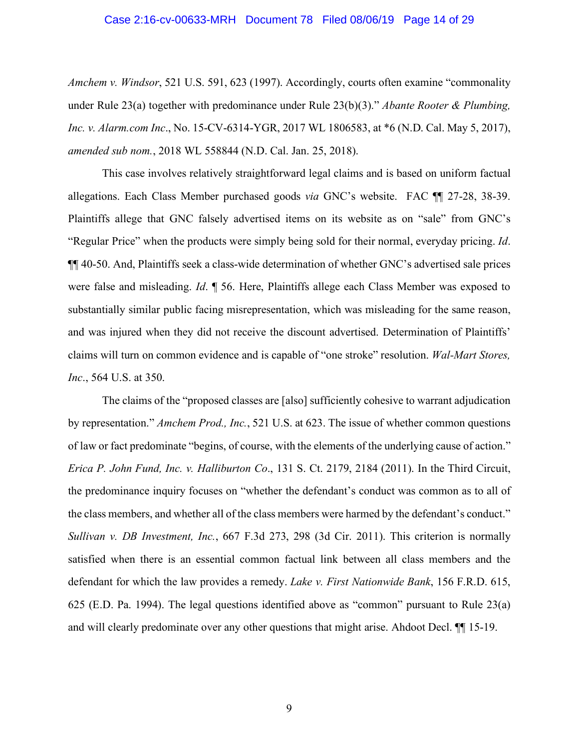*Amchem v. Windsor*, 521 U.S. 591, 623 (1997). Accordingly, courts often examine "commonality under Rule 23(a) together with predominance under Rule 23(b)(3)." *Abante Rooter & Plumbing, Inc. v. Alarm.com Inc*., No. 15-CV-6314-YGR, 2017 WL 1806583, at *6 (N.D. Cal. May 5, 2017), *amended sub nom.*, 2018 WL 558844 (N.D. Cal. Jan. 25, 2018).

This case involves relatively straightforward legal claims and is based on uniform factual allegations. Each Class Member purchased goods *via* GNC's website. FAC ¶¶ 27-28, 38-39. Plaintiffs allege that GNC falsely advertised items on its website as on "sale" from GNC's "Regular Price" when the products were simply being sold for their normal, everyday pricing. *Id*. ¶¶ 40-50. And, Plaintiffs seek a class-wide determination of whether GNC's advertised sale prices were false and misleading. *Id*. ¶ 56. Here, Plaintiffs allege each Class Member was exposed to substantially similar public facing misrepresentation, which was misleading for the same reason, and was injured when they did not receive the discount advertised. Determination of Plaintiffs' claims will turn on common evidence and is capable of "one stroke" resolution. *Wal-Mart Stores, Inc*., 564 U.S. at 350.

The claims of the "proposed classes are [also] sufficiently cohesive to warrant adjudication by representation." *Amchem Prod., Inc.*, 521 U.S. at 623. The issue of whether common questions of law or fact predominate "begins, of course, with the elements of the underlying cause of action." *Erica P. John Fund, Inc. v. Halliburton Co*., 131 S. Ct. 2179, 2184 (2011). In the Third Circuit, the predominance inquiry focuses on "whether the defendant's conduct was common as to all of the class members, and whether all of the class members were harmed by the defendant's conduct." *Sullivan v. DB Investment, Inc.*, 667 F.3d 273, 298 (3d Cir. 2011). This criterion is normally satisfied when there is an essential common factual link between all class members and the defendant for which the law provides a remedy. *Lake v. First Nationwide Bank*, 156 F.R.D. 615, 625 (E.D. Pa. 1994). The legal questions identified above as "common" pursuant to Rule 23(a) and will clearly predominate over any other questions that might arise. Ahdoot Decl. ¶¶ 15-19.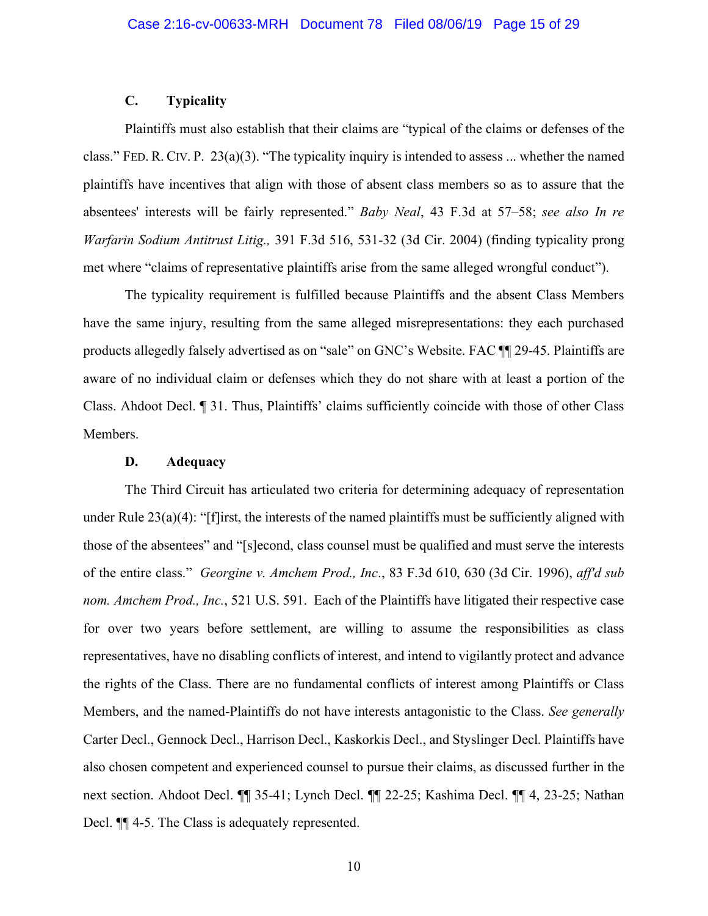### C. Typicality

Plaintiffs must also establish that their claims are "typical of the claims or defenses of the class." FED. R. CIV. P. 23(a)(3). "The typicality inquiry is intended to assess ... whether the named plaintiffs have incentives that align with those of absent class members so as to assure that the absentees' interests will be fairly represented." *Baby Neal*, 43 F.3d at 57–58; *see also In re Warfarin Sodium Antitrust Litig.,* 391 F.3d 516, 531-32 (3d Cir. 2004) (finding typicality prong met where "claims of representative plaintiffs arise from the same alleged wrongful conduct").

The typicality requirement is fulfilled because Plaintiffs and the absent Class Members have the same injury, resulting from the same alleged misrepresentations: they each purchased products allegedly falsely advertised as on "sale" on GNC's Website. FAC ¶¶ 29-45. Plaintiffs are aware of no individual claim or defenses which they do not share with at least a portion of the Class. Ahdoot Decl. ¶ 31. Thus, Plaintiffs' claims sufficiently coincide with those of other Class Members.

### D. Adequacy

The Third Circuit has articulated two criteria for determining adequacy of representation under Rule 23(a)(4): "[f]irst, the interests of the named plaintiffs must be sufficiently aligned with those of the absentees" and "[s]econd, class counsel must be qualified and must serve the interests of the entire class." *Georgine v. Amchem Prod., Inc.*, 83 F.3d 610, 630 (3d Cir. 1996), *aff'd sub nom. Amchem Prod., Inc.*, 521 U.S. 591. Each of the Plaintiffs have litigated their respective case for over two years before settlement, are willing to assume the responsibilities as class representatives, have no disabling conflicts of interest, and intend to vigilantly protect and advance the rights of the Class. There are no fundamental conflicts of interest among Plaintiffs or Class Members, and the named-Plaintiffs do not have interests antagonistic to the Class. *See generally* Carter Decl., Gennock Decl., Harrison Decl., Kaskorkis Decl., and Styslinger Decl. Plaintiffs have also chosen competent and experienced counsel to pursue their claims, as discussed further in the next section. Ahdoot Decl. ¶¶ 35-41; Lynch Decl. ¶¶ 22-25; Kashima Decl. ¶¶ 4, 23-25; Nathan Decl. ¶¶ 4-5. The Class is adequately represented.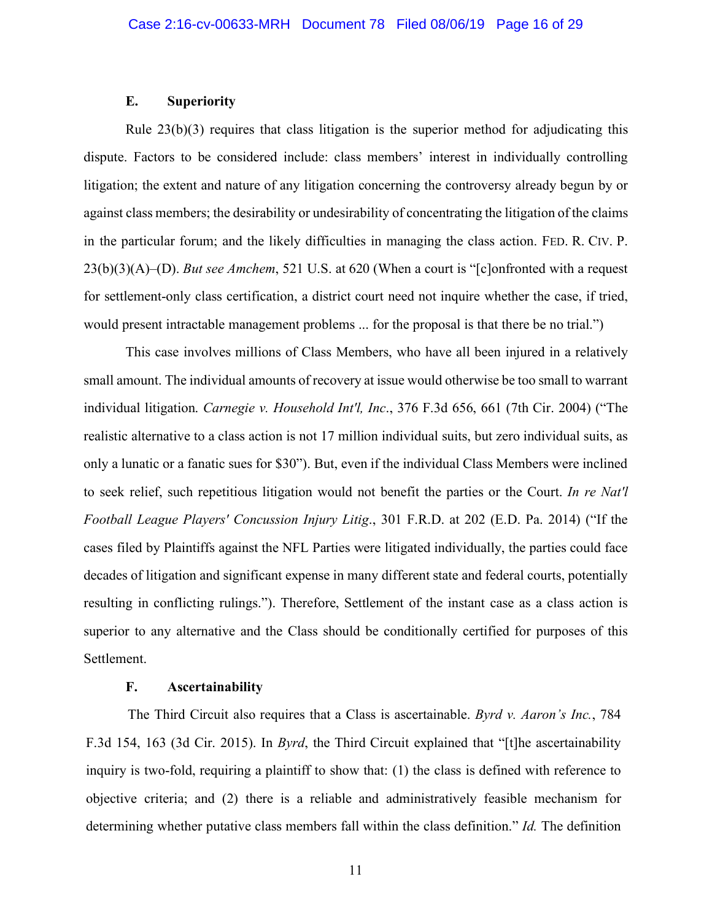### E. Superiority

Rule 23(b)(3) requires that class litigation is the superior method for adjudicating this dispute. Factors to be considered include: class members' interest in individually controlling litigation; the extent and nature of any litigation concerning the controversy already begun by or against class members; the desirability or undesirability of concentrating the litigation of the claims in the particular forum; and the likely difficulties in managing the class action. FED. R. CIV. P. 23(b)(3)(A)–(D). *But see Amchem*, 521 U.S. at 620 (When a court is "[c]onfronted with a request for settlement-only class certification, a district court need not inquire whether the case, if tried, would present intractable management problems ... for the proposal is that there be no trial.")

This case involves millions of Class Members, who have all been injured in a relatively small amount. The individual amounts of recovery at issue would otherwise be too small to warrant individual litigation. *Carnegie v. Household Int'l, Inc.*, 376 F.3d 656, 661 (7th Cir. 2004) ("The realistic alternative to a class action is not 17 million individual suits, but zero individual suits, as only a lunatic or a fanatic sues for $30"). But, even if the individual Class Members were inclined to seek relief, such repetitious litigation would not benefit the parties or the Court. *In re Nat'l Football League Players' Concussion Injury Litig.*, 301 F.R.D. at 202 (E.D. Pa. 2014) ("If the cases filed by Plaintiffs against the NFL Parties were litigated individually, the parties could face decades of litigation and significant expense in many different state and federal courts, potentially resulting in conflicting rulings."). Therefore, Settlement of the instant case as a class action is superior to any alternative and the Class should be conditionally certified for purposes of this Settlement.

### F. Ascertainability

The Third Circuit also requires that a Class is ascertainable. *Byrd v. Aaron's Inc.*, 784 F.3d 154, 163 (3d Cir. 2015). In *Byrd*, the Third Circuit explained that "[t]he ascertainability inquiry is two-fold, requiring a plaintiff to show that: (1) the class is defined with reference to objective criteria; and (2) there is a reliable and administratively feasible mechanism for determining whether putative class members fall within the class definition." *Id.* The definition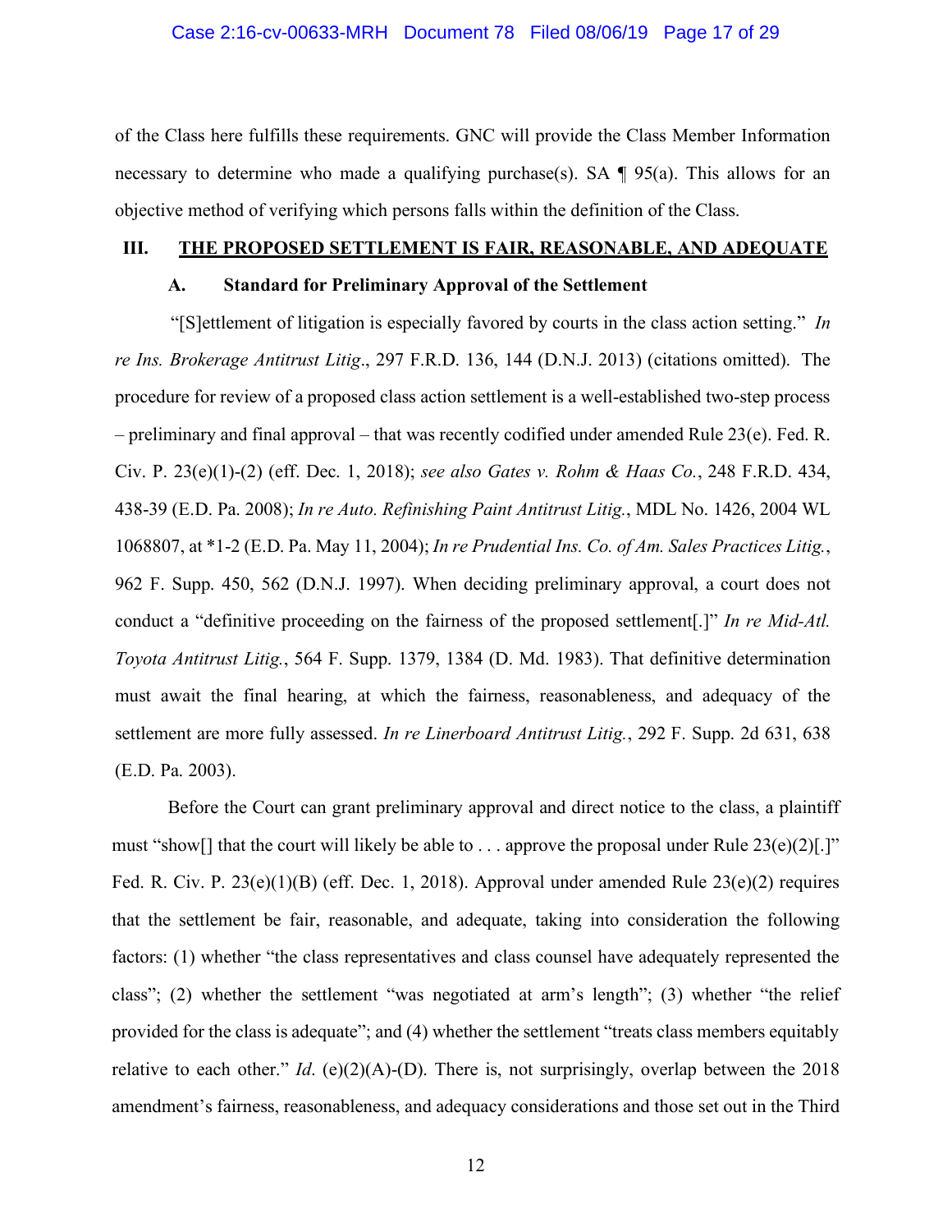of the Class here fulfills these requirements. GNC will provide the Class Member Information necessary to determine who made a qualifying purchase(s). SA ¶ 95(a). This allows for an objective method of verifying which persons falls within the definition of the Class.

## III. <u>THE PROPOSED SETTLEMENT IS FAIR, REASONABLE, AND ADEQUATE</u>

### A. Standard for Preliminary Approval of the Settlement

"[S]ettlement of litigation is especially favored by courts in the class action setting." *In re Ins. Brokerage Antitrust Litig*., 297 F.R.D. 136, 144 (D.N.J. 2013) (citations omitted). The procedure for review of a proposed class action settlement is a well-established two-step process – preliminary and final approval – that was recently codified under amended Rule 23(e). Fed. R. Civ. P. 23(e)(1)-(2) (eff. Dec. 1, 2018); *see also Gates v. Rohm & Haas Co.*, 248 F.R.D. 434, 438-39 (E.D. Pa. 2008); *In re Auto. Refinishing Paint Antitrust Litig.*, MDL No. 1426, 2004 WL 1068807, at *1-2 (E.D. Pa. May 11, 2004); *In re Prudential Ins. Co. of Am. Sales Practices Litig.*, 962 F. Supp. 450, 562 (D.N.J. 1997). When deciding preliminary approval, a court does not conduct a "definitive proceeding on the fairness of the proposed settlement[.]" *In re Mid-Atl. Toyota Antitrust Litig.*, 564 F. Supp. 1379, 1384 (D. Md. 1983). That definitive determination must await the final hearing, at which the fairness, reasonableness, and adequacy of the settlement are more fully assessed. *In re Linerboard Antitrust Litig.*, 292 F. Supp. 2d 631, 638 (E.D. Pa. 2003).

Before the Court can grant preliminary approval and direct notice to the class, a plaintiff must "show[] that the court will likely be able to . . . approve the proposal under Rule 23(e)(2)[.]" Fed. R. Civ. P. 23(e)(1)(B) (eff. Dec. 1, 2018). Approval under amended Rule 23(e)(2) requires that the settlement be fair, reasonable, and adequate, taking into consideration the following factors: (1) whether "the class representatives and class counsel have adequately represented the class"; (2) whether the settlement "was negotiated at arm's length"; (3) whether "the relief provided for the class is adequate"; and (4) whether the settlement "treats class members equitably relative to each other." *Id*. (e)(2)(A)-(D). There is, not surprisingly, overlap between the 2018 amendment's fairness, reasonableness, and adequacy considerations and those set out in the Third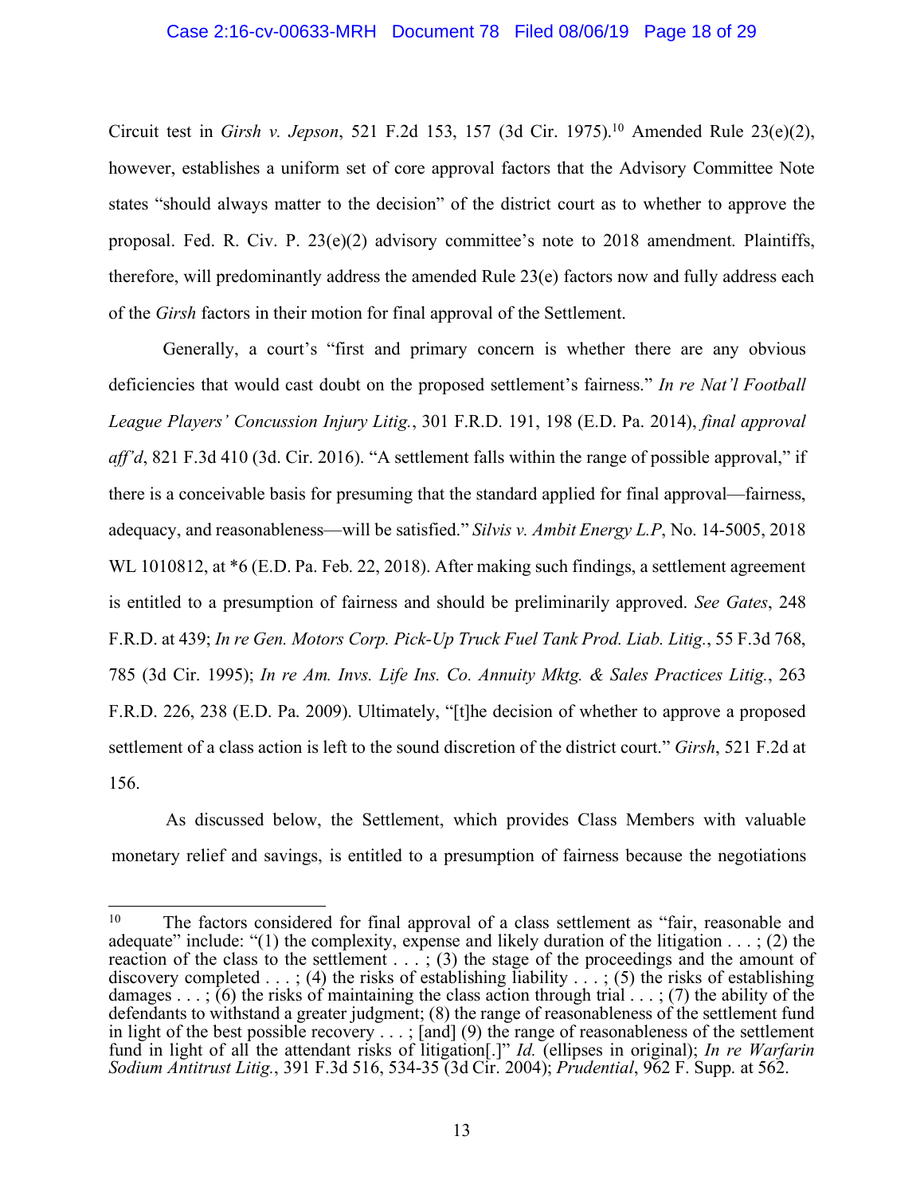Circuit test in *Girsh v. Jepson*, 521 F.2d 153, 157 (3d Cir. 1975).[10] Amended Rule 23(e)(2), however, establishes a uniform set of core approval factors that the Advisory Committee Note states "should always matter to the decision" of the district court as to whether to approve the proposal. Fed. R. Civ. P. 23(e)(2) advisory committee's note to 2018 amendment. Plaintiffs, therefore, will predominantly address the amended Rule 23(e) factors now and fully address each of the *Girsh* factors in their motion for final approval of the Settlement.

Generally, a court's "first and primary concern is whether there are any obvious deficiencies that would cast doubt on the proposed settlement's fairness." *In re Nat'l Football League Players' Concussion Injury Litig.*, 301 F.R.D. 191, 198 (E.D. Pa. 2014), *final approval aff'd*, 821 F.3d 410 (3d. Cir. 2016). "A settlement falls within the range of possible approval," if there is a conceivable basis for presuming that the standard applied for final approval—fairness, adequacy, and reasonableness—will be satisfied." *Silvis v. Ambit Energy L.P*, No. 14-5005, 2018 WL 1010812, at *6 (E.D. Pa. Feb. 22, 2018). After making such findings, a settlement agreement is entitled to a presumption of fairness and should be preliminarily approved. *See Gates*, 248 F.R.D. at 439; *In re Gen. Motors Corp. Pick-Up Truck Fuel Tank Prod. Liab. Litig.*, 55 F.3d 768, 785 (3d Cir. 1995); *In re Am. Invs. Life Ins. Co. Annuity Mktg. & Sales Practices Litig.*, 263 F.R.D. 226, 238 (E.D. Pa. 2009). Ultimately, "[t]he decision of whether to approve a proposed settlement of a class action is left to the sound discretion of the district court." *Girsh*, 521 F.2d at 156.

As discussed below, the Settlement, which provides Class Members with valuable monetary relief and savings, is entitled to a presumption of fairness because the negotiations

---

[10] The factors considered for final approval of a class settlement as "fair, reasonable and adequate" include: "(1) the complexity, expense and likely duration of the litigation . . . ; (2) the reaction of the class to the settlement . . . ; (3) the stage of the proceedings and the amount of discovery completed . . . ; (4) the risks of establishing liability . . . ; (5) the risks of establishing damages . . . ; (6) the risks of maintaining the class action through trial . . . ; (7) the ability of the defendants to withstand a greater judgment; (8) the range of reasonableness of the settlement fund in light of the best possible recovery . . . ; [and] (9) the range of reasonableness of the settlement fund in light of all the attendant risks of litigation[.]" *Id.* (ellipses in original); *In re Warfarin Sodium Antitrust Litig.*, 391 F.3d 516, 534-35 (3d Cir. 2004); *Prudential*, 962 F. Supp. at 562.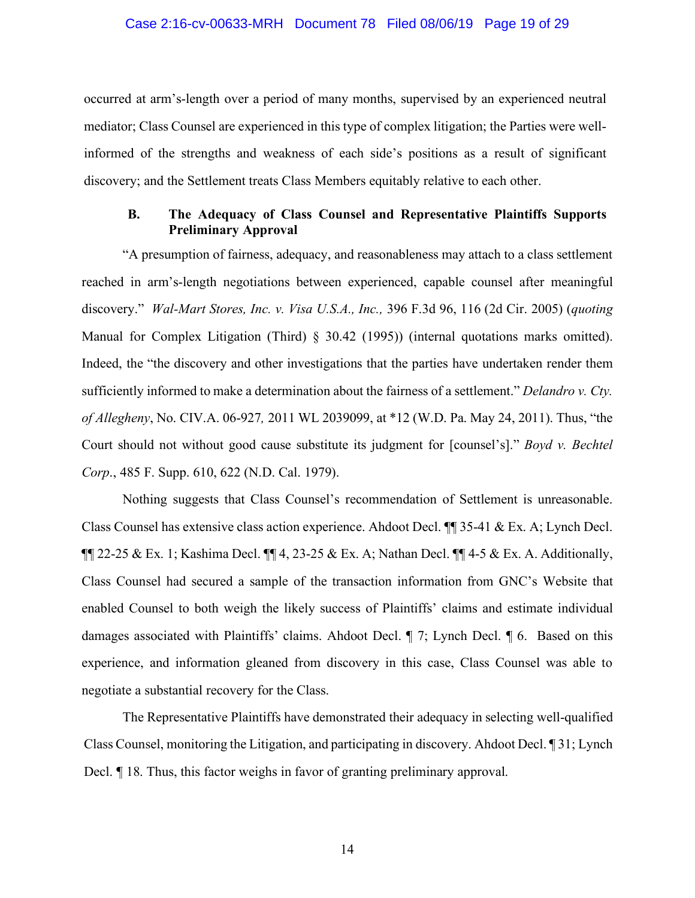occurred at arm's-length over a period of many months, supervised by an experienced neutral mediator; Class Counsel are experienced in this type of complex litigation; the Parties were well-informed of the strengths and weakness of each side's positions as a result of significant discovery; and the Settlement treats Class Members equitably relative to each other.

### B. The Adequacy of Class Counsel and Representative Plaintiffs Supports Preliminary Approval

"A presumption of fairness, adequacy, and reasonableness may attach to a class settlement reached in arm's-length negotiations between experienced, capable counsel after meaningful discovery." *Wal-Mart Stores, Inc. v. Visa U.S.A., Inc.,* 396 F.3d 96, 116 (2d Cir. 2005) (*quoting* Manual for Complex Litigation (Third) § 30.42 (1995)) (internal quotations marks omitted). Indeed, the "the discovery and other investigations that the parties have undertaken render them sufficiently informed to make a determination about the fairness of a settlement." *Delandro v. Cty. of Allegheny*, No. CIV.A. 06-927*,* 2011 WL 2039099, at *12 (W.D. Pa. May 24, 2011). Thus, "the Court should not without good cause substitute its judgment for [counsel's]." *Boyd v. Bechtel Corp.*, 485 F. Supp. 610, 622 (N.D. Cal. 1979).

Nothing suggests that Class Counsel's recommendation of Settlement is unreasonable. Class Counsel has extensive class action experience. Ahdoot Decl. ¶¶ 35-41 & Ex. A; Lynch Decl. ¶¶ 22-25 & Ex. 1; Kashima Decl. ¶¶ 4, 23-25 & Ex. A; Nathan Decl. ¶¶ 4-5 & Ex. A. Additionally, Class Counsel had secured a sample of the transaction information from GNC's Website that enabled Counsel to both weigh the likely success of Plaintiffs' claims and estimate individual damages associated with Plaintiffs' claims. Ahdoot Decl. ¶ 7; Lynch Decl. ¶ 6. Based on this experience, and information gleaned from discovery in this case, Class Counsel was able to negotiate a substantial recovery for the Class.

The Representative Plaintiffs have demonstrated their adequacy in selecting well-qualified Class Counsel, monitoring the Litigation, and participating in discovery. Ahdoot Decl. ¶ 31; Lynch Decl. ¶ 18. Thus, this factor weighs in favor of granting preliminary approval.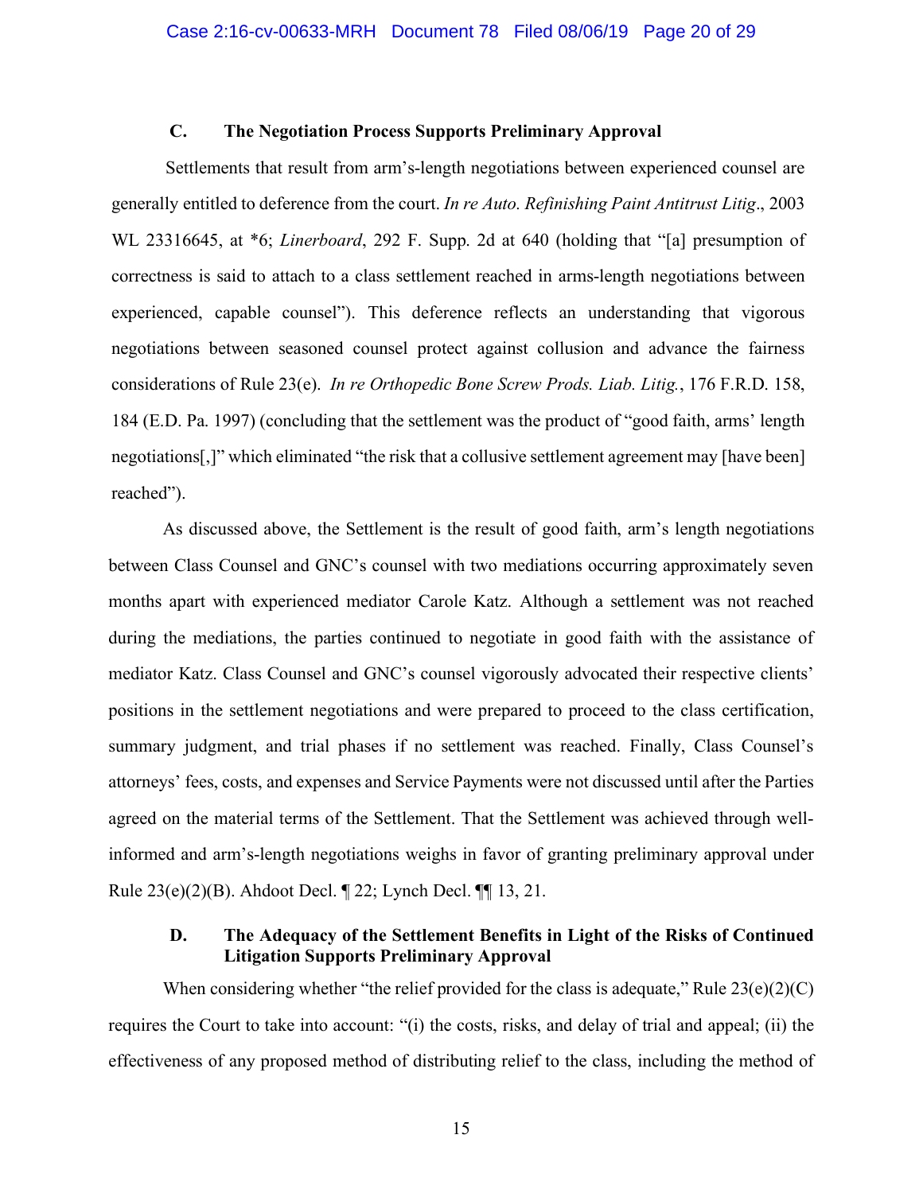### C. The Negotiation Process Supports Preliminary Approval

Settlements that result from arm's-length negotiations between experienced counsel are generally entitled to deference from the court. *In re Auto. Refinishing Paint Antitrust Litig*., 2003 WL 23316645, at *6; *Linerboard*, 292 F. Supp. 2d at 640 (holding that "[a] presumption of correctness is said to attach to a class settlement reached in arms-length negotiations between experienced, capable counsel"). This deference reflects an understanding that vigorous negotiations between seasoned counsel protect against collusion and advance the fairness considerations of Rule 23(e). *In re Orthopedic Bone Screw Prods. Liab. Litig.*, 176 F.R.D. 158, 184 (E.D. Pa. 1997) (concluding that the settlement was the product of "good faith, arms' length negotiations[,]" which eliminated "the risk that a collusive settlement agreement may [have been] reached").

As discussed above, the Settlement is the result of good faith, arm's length negotiations between Class Counsel and GNC's counsel with two mediations occurring approximately seven months apart with experienced mediator Carole Katz. Although a settlement was not reached during the mediations, the parties continued to negotiate in good faith with the assistance of mediator Katz. Class Counsel and GNC's counsel vigorously advocated their respective clients' positions in the settlement negotiations and were prepared to proceed to the class certification, summary judgment, and trial phases if no settlement was reached. Finally, Class Counsel's attorneys' fees, costs, and expenses and Service Payments were not discussed until after the Parties agreed on the material terms of the Settlement. That the Settlement was achieved through well-informed and arm's-length negotiations weighs in favor of granting preliminary approval under Rule 23(e)(2)(B). Ahdoot Decl. ¶ 22; Lynch Decl. ¶¶ 13, 21.

### D. The Adequacy of the Settlement Benefits in Light of the Risks of Continued Litigation Supports Preliminary Approval

When considering whether "the relief provided for the class is adequate," Rule 23(e)(2)(C) requires the Court to take into account: "(i) the costs, risks, and delay of trial and appeal; (ii) the effectiveness of any proposed method of distributing relief to the class, including the method of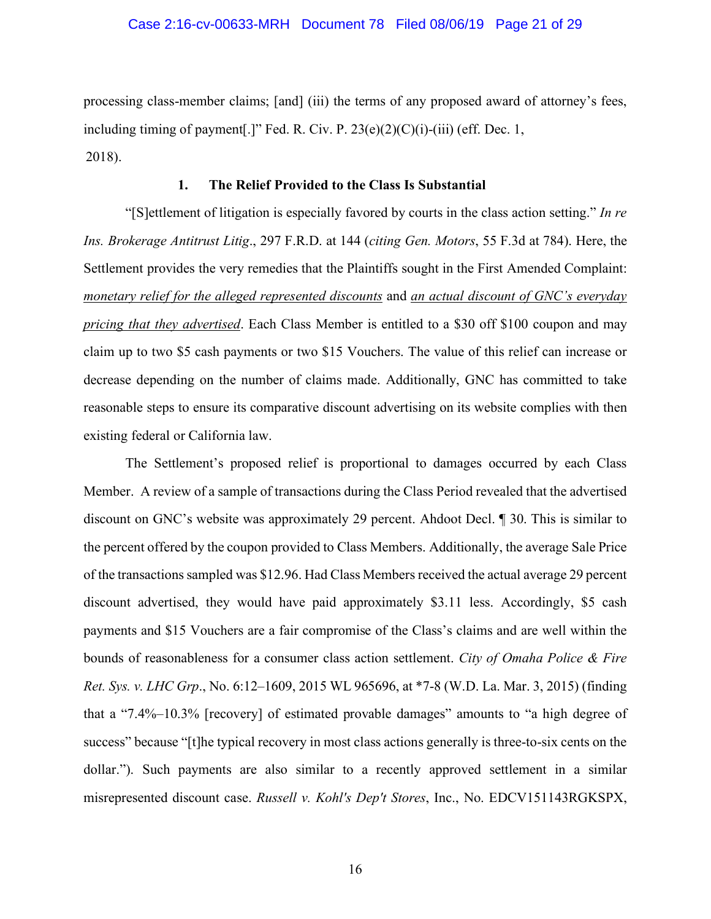processing class-member claims; [and] (iii) the terms of any proposed award of attorney's fees, including timing of payment[.]" Fed. R. Civ. P. 23(e)(2)(C)(i)-(iii) (eff. Dec. 1, 2018).

### 1. The Relief Provided to the Class Is Substantial

"[S]ettlement of litigation is especially favored by courts in the class action setting." *In re Ins. Brokerage Antitrust Litig*., 297 F.R.D. at 144 (*citing Gen. Motors*, 55 F.3d at 784). Here, the Settlement provides the very remedies that the Plaintiffs sought in the First Amended Complaint: <u>*monetary relief for the alleged represented discounts*</u> and <u>*an actual discount of GNC's everyday pricing that they advertised*</u>. Each Class Member is entitled to a $30 off $100 coupon and may claim up to two $5 cash payments or two $15 Vouchers. The value of this relief can increase or decrease depending on the number of claims made. Additionally, GNC has committed to take reasonable steps to ensure its comparative discount advertising on its website complies with then existing federal or California law.

The Settlement's proposed relief is proportional to damages occurred by each Class Member. A review of a sample of transactions during the Class Period revealed that the advertised discount on GNC's website was approximately 29 percent. Ahdoot Decl. ¶ 30. This is similar to the percent offered by the coupon provided to Class Members. Additionally, the average Sale Price of the transactions sampled was $12.96. Had Class Members received the actual average 29 percent discount advertised, they would have paid approximately $3.11 less. Accordingly, $5 cash payments and $15 Vouchers are a fair compromise of the Class's claims and are well within the bounds of reasonableness for a consumer class action settlement. *City of Omaha Police & Fire Ret. Sys. v. LHC Grp*., No. 6:12–1609, 2015 WL 965696, at *7-8 (W.D. La. Mar. 3, 2015) (finding that a "7.4%–10.3% [recovery] of estimated provable damages" amounts to "a high degree of success" because "[t]he typical recovery in most class actions generally is three-to-six cents on the dollar."). Such payments are also similar to a recently approved settlement in a similar misrepresented discount case. *Russell v. Kohl's Dep't Stores*, Inc., No. EDCV151143RGKSPX,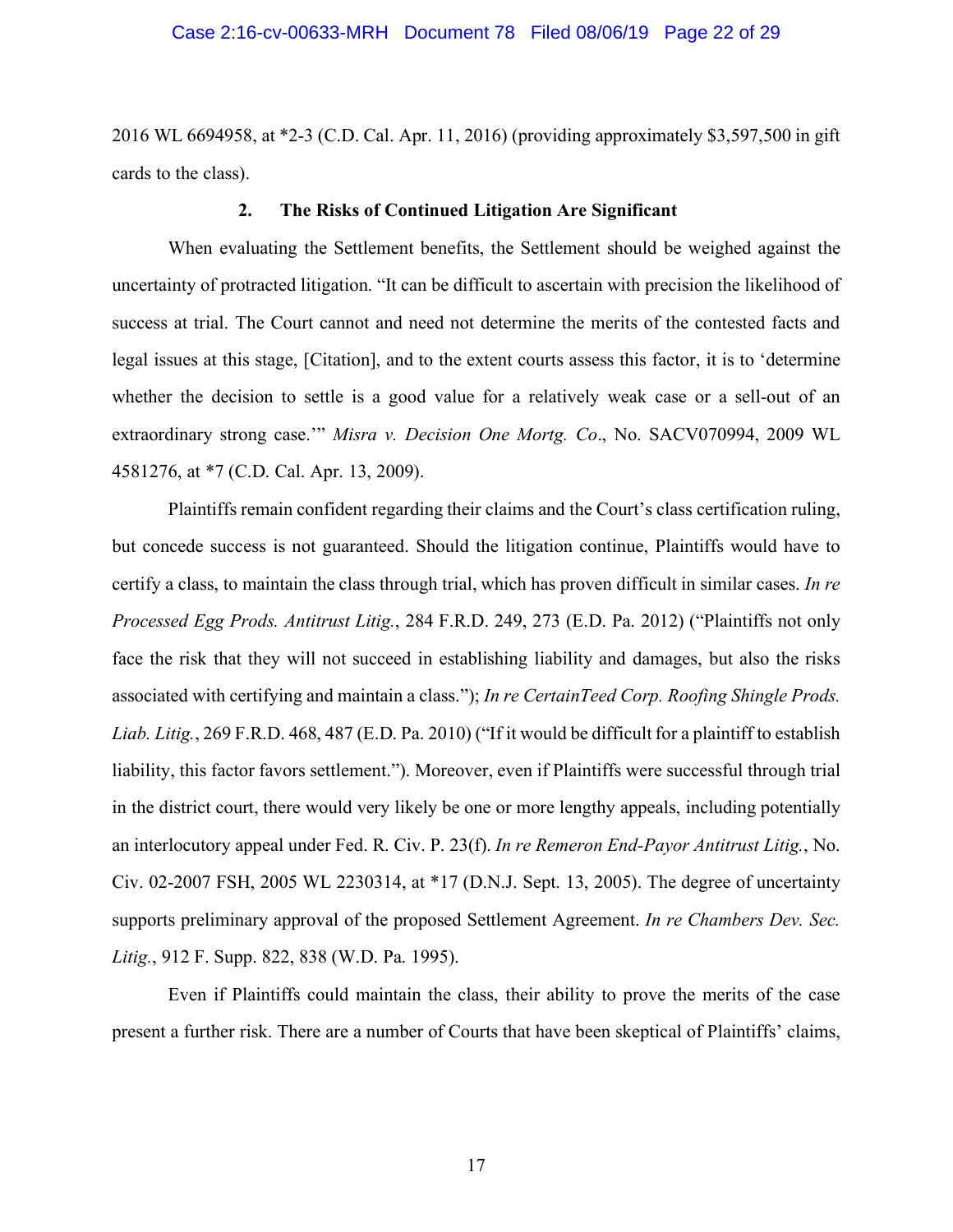2016 WL 6694958, at *2-3 (C.D. Cal. Apr. 11, 2016) (providing approximately $3,597,500 in gift cards to the class).

### 2. The Risks of Continued Litigation Are Significant

When evaluating the Settlement benefits, the Settlement should be weighed against the uncertainty of protracted litigation. "It can be difficult to ascertain with precision the likelihood of success at trial. The Court cannot and need not determine the merits of the contested facts and legal issues at this stage, [Citation], and to the extent courts assess this factor, it is to 'determine whether the decision to settle is a good value for a relatively weak case or a sell-out of an extraordinary strong case.'" *Misra v. Decision One Mortg. Co*., No. SACV070994, 2009 WL 4581276, at *7 (C.D. Cal. Apr. 13, 2009).

Plaintiffs remain confident regarding their claims and the Court's class certification ruling, but concede success is not guaranteed. Should the litigation continue, Plaintiffs would have to certify a class, to maintain the class through trial, which has proven difficult in similar cases. *In re Processed Egg Prods. Antitrust Litig.*, 284 F.R.D. 249, 273 (E.D. Pa. 2012) ("Plaintiffs not only face the risk that they will not succeed in establishing liability and damages, but also the risks associated with certifying and maintain a class."); *In re CertainTeed Corp. Roofing Shingle Prods. Liab. Litig.*, 269 F.R.D. 468, 487 (E.D. Pa. 2010) ("If it would be difficult for a plaintiff to establish liability, this factor favors settlement."). Moreover, even if Plaintiffs were successful through trial in the district court, there would very likely be one or more lengthy appeals, including potentially an interlocutory appeal under Fed. R. Civ. P. 23(f). *In re Remeron End-Payor Antitrust Litig.*, No. Civ. 02-2007 FSH, 2005 WL 2230314, at *17 (D.N.J. Sept. 13, 2005). The degree of uncertainty supports preliminary approval of the proposed Settlement Agreement. *In re Chambers Dev. Sec. Litig.*, 912 F. Supp. 822, 838 (W.D. Pa. 1995).

Even if Plaintiffs could maintain the class, their ability to prove the merits of the case present a further risk. There are a number of Courts that have been skeptical of Plaintiffs' claims,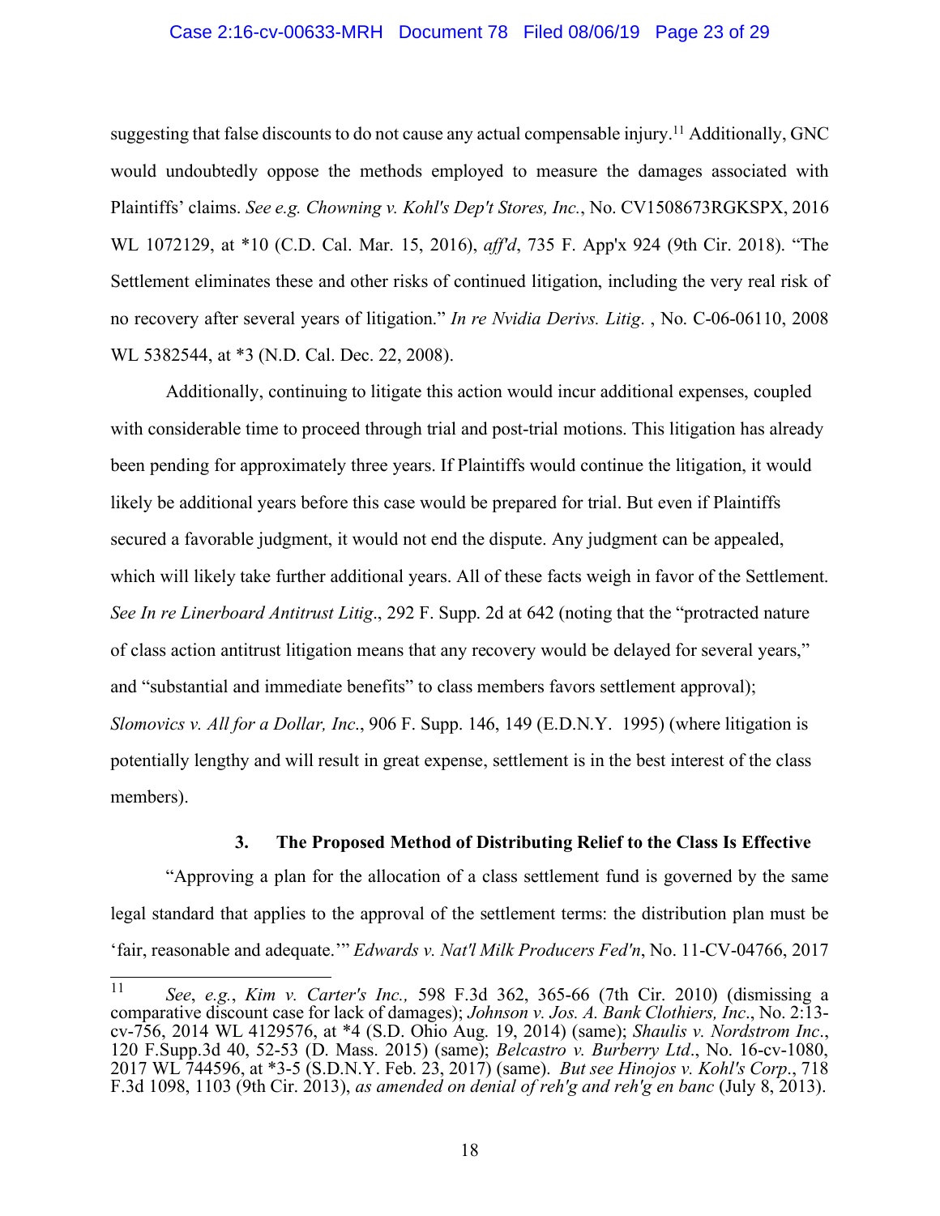suggesting that false discounts to do not cause any actual compensable injury.[11] Additionally, GNC would undoubtedly oppose the methods employed to measure the damages associated with Plaintiffs' claims. *See e.g. Chowning v. Kohl's Dep't Stores, Inc.*, No. CV1508673RGKSPX, 2016 WL 1072129, at *10 (C.D. Cal. Mar. 15, 2016), *aff'd*, 735 F. App'x 924 (9th Cir. 2018). "The Settlement eliminates these and other risks of continued litigation, including the very real risk of no recovery after several years of litigation." *In re Nvidia Derivs. Litig.* , No. C-06-06110, 2008 WL 5382544, at *3 (N.D. Cal. Dec. 22, 2008).

Additionally, continuing to litigate this action would incur additional expenses, coupled with considerable time to proceed through trial and post-trial motions. This litigation has already been pending for approximately three years. If Plaintiffs would continue the litigation, it would likely be additional years before this case would be prepared for trial. But even if Plaintiffs secured a favorable judgment, it would not end the dispute. Any judgment can be appealed, which will likely take further additional years. All of these facts weigh in favor of the Settlement. *See In re Linerboard Antitrust Litig*., 292 F. Supp. 2d at 642 (noting that the "protracted nature of class action antitrust litigation means that any recovery would be delayed for several years," and "substantial and immediate benefits" to class members favors settlement approval); *Slomovics v. All for a Dollar, Inc.*, 906 F. Supp. 146, 149 (E.D.N.Y. 1995) (where litigation is potentially lengthy and will result in great expense, settlement is in the best interest of the class members).

### 3. The Proposed Method of Distributing Relief to the Class Is Effective

"Approving a plan for the allocation of a class settlement fund is governed by the same legal standard that applies to the approval of the settlement terms: the distribution plan must be 'fair, reasonable and adequate.'" *Edwards v. Nat'l Milk Producers Fed'n*, No. 11-CV-04766, 2017

---

[11] *See*, *e.g.*, *Kim v. Carter's Inc.,* 598 F.3d 362, 365-66 (7th Cir. 2010) (dismissing a comparative discount case for lack of damages); *Johnson v. Jos. A. Bank Clothiers, Inc*., No. 2:13-cv-756, 2014 WL 4129576, at *4 (S.D. Ohio Aug. 19, 2014) (same); *Shaulis v. Nordstrom Inc.*, 120 F.Supp.3d 40, 52-53 (D. Mass. 2015) (same); *Belcastro v. Burberry Ltd*., No. 16-cv-1080, 2017 WL 744596, at *3-5 (S.D.N.Y. Feb. 23, 2017) (same). *But see Hinojos v. Kohl's Corp*., 718 F.3d 1098, 1103 (9th Cir. 2013), *as amended on denial of reh'g and reh'g en banc* (July 8, 2013).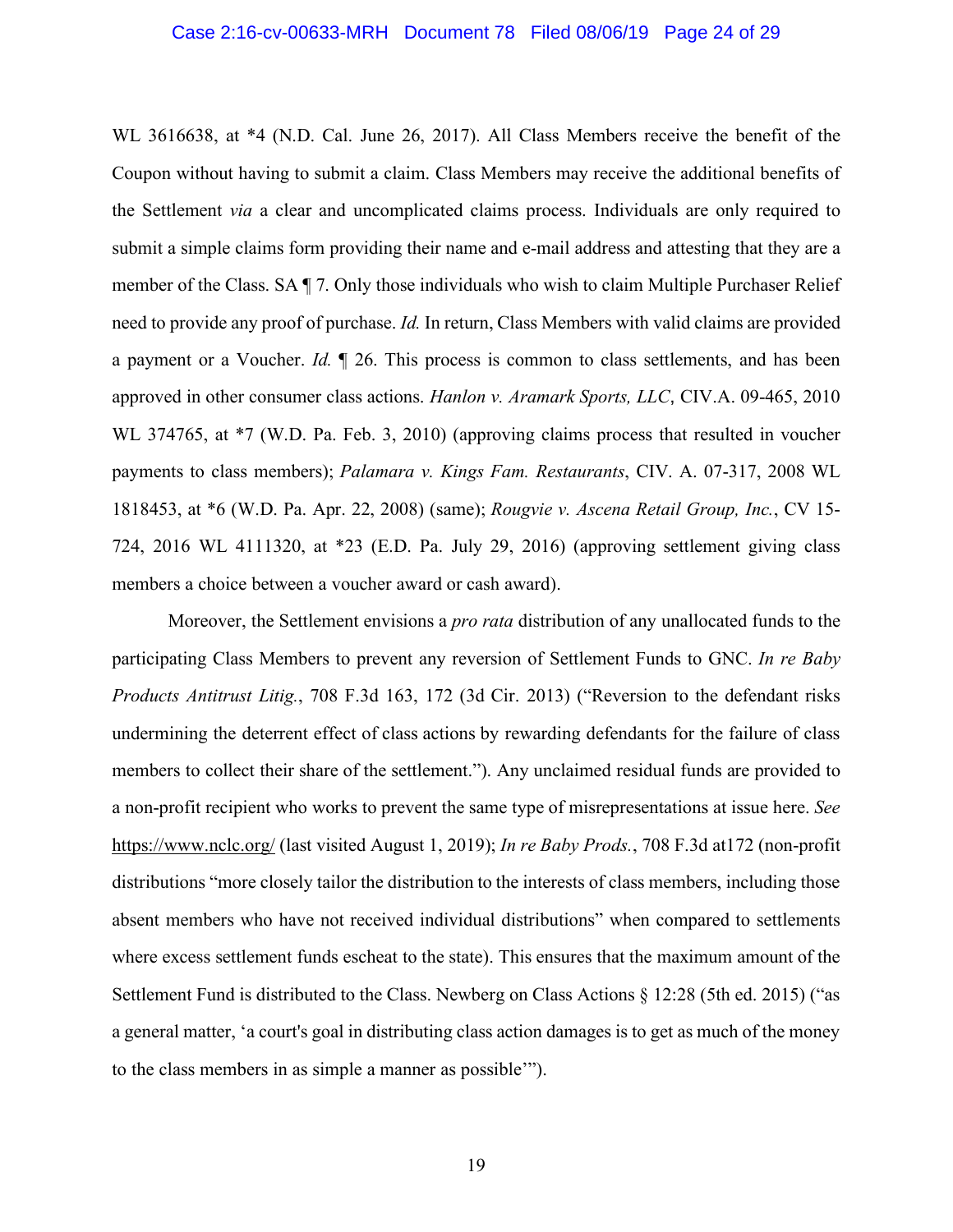WL 3616638, at *4 (N.D. Cal. June 26, 2017). All Class Members receive the benefit of the Coupon without having to submit a claim. Class Members may receive the additional benefits of the Settlement *via* a clear and uncomplicated claims process. Individuals are only required to submit a simple claims form providing their name and e-mail address and attesting that they are a member of the Class. SA ¶ 7. Only those individuals who wish to claim Multiple Purchaser Relief need to provide any proof of purchase. *Id.* In return, Class Members with valid claims are provided a payment or a Voucher. *Id.* ¶ 26. This process is common to class settlements, and has been approved in other consumer class actions. *Hanlon v. Aramark Sports, LLC*, CIV.A. 09-465, 2010 WL 374765, at *7 (W.D. Pa. Feb. 3, 2010) (approving claims process that resulted in voucher payments to class members); *Palamara v. Kings Fam. Restaurants*, CIV. A. 07-317, 2008 WL 1818453, at *6 (W.D. Pa. Apr. 22, 2008) (same); *Rougvie v. Ascena Retail Group, Inc.*, CV 15-724, 2016 WL 4111320, at *23 (E.D. Pa. July 29, 2016) (approving settlement giving class members a choice between a voucher award or cash award).

Moreover, the Settlement envisions a *pro rata* distribution of any unallocated funds to the participating Class Members to prevent any reversion of Settlement Funds to GNC. *In re Baby Products Antitrust Litig.*, 708 F.3d 163, 172 (3d Cir. 2013) ("Reversion to the defendant risks undermining the deterrent effect of class actions by rewarding defendants for the failure of class members to collect their share of the settlement."). Any unclaimed residual funds are provided to a non-profit recipient who works to prevent the same type of misrepresentations at issue here. *See* https://www.nclc.org/ (last visited August 1, 2019); *In re Baby Prods.*, 708 F.3d at172 (non-profit distributions "more closely tailor the distribution to the interests of class members, including those absent members who have not received individual distributions" when compared to settlements where excess settlement funds escheat to the state). This ensures that the maximum amount of the Settlement Fund is distributed to the Class. Newberg on Class Actions § 12:28 (5th ed. 2015) ("as a general matter, 'a court's goal in distributing class action damages is to get as much of the money to the class members in as simple a manner as possible'").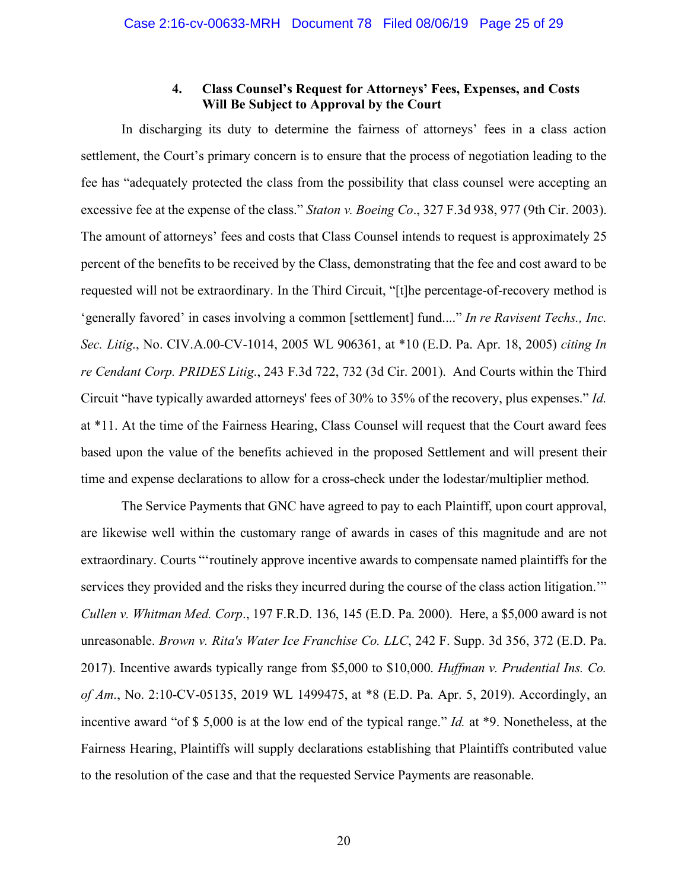### 4. Class Counsel's Request for Attorneys' Fees, Expenses, and Costs Will Be Subject to Approval by the Court

In discharging its duty to determine the fairness of attorneys' fees in a class action settlement, the Court's primary concern is to ensure that the process of negotiation leading to the fee has "adequately protected the class from the possibility that class counsel were accepting an excessive fee at the expense of the class." *Staton v. Boeing Co*., 327 F.3d 938, 977 (9th Cir. 2003). The amount of attorneys' fees and costs that Class Counsel intends to request is approximately 25 percent of the benefits to be received by the Class, demonstrating that the fee and cost award to be requested will not be extraordinary. In the Third Circuit, "[t]he percentage-of-recovery method is 'generally favored' in cases involving a common [settlement] fund...." *In re Ravisent Techs., Inc. Sec. Litig*., No. CIV.A.00-CV-1014, 2005 WL 906361, at *10 (E.D. Pa. Apr. 18, 2005) *citing In re Cendant Corp. PRIDES Litig*., 243 F.3d 722, 732 (3d Cir. 2001). And Courts within the Third Circuit "have typically awarded attorneys' fees of 30% to 35% of the recovery, plus expenses." *Id.* at *11. At the time of the Fairness Hearing, Class Counsel will request that the Court award fees based upon the value of the benefits achieved in the proposed Settlement and will present their time and expense declarations to allow for a cross-check under the lodestar/multiplier method.

The Service Payments that GNC have agreed to pay to each Plaintiff, upon court approval, are likewise well within the customary range of awards in cases of this magnitude and are not extraordinary. Courts "'routinely approve incentive awards to compensate named plaintiffs for the services they provided and the risks they incurred during the course of the class action litigation.'" *Cullen v. Whitman Med. Corp*., 197 F.R.D. 136, 145 (E.D. Pa. 2000). Here, a $5,000 award is not unreasonable. *Brown v. Rita's Water Ice Franchise Co. LLC*, 242 F. Supp. 3d 356, 372 (E.D. Pa. 2017). Incentive awards typically range from $5,000 to $10,000. *Huffman v. Prudential Ins. Co. of Am*., No. 2:10-CV-05135, 2019 WL 1499475, at *8 (E.D. Pa. Apr. 5, 2019). Accordingly, an incentive award "of $ 5,000 is at the low end of the typical range." *Id.* at *9. Nonetheless, at the Fairness Hearing, Plaintiffs will supply declarations establishing that Plaintiffs contributed value to the resolution of the case and that the requested Service Payments are reasonable.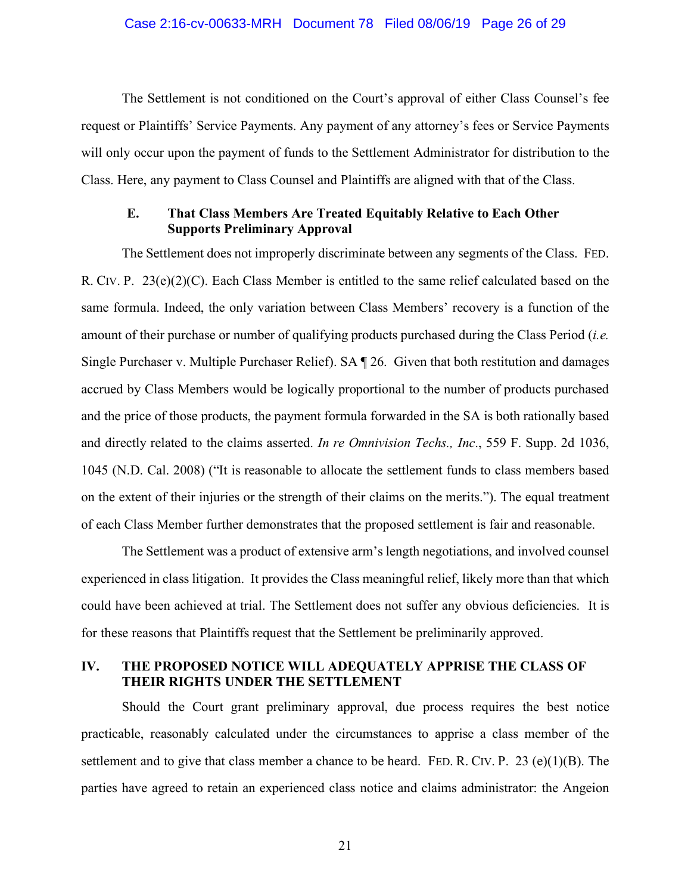The Settlement is not conditioned on the Court's approval of either Class Counsel's fee request or Plaintiffs' Service Payments. Any payment of any attorney's fees or Service Payments will only occur upon the payment of funds to the Settlement Administrator for distribution to the Class. Here, any payment to Class Counsel and Plaintiffs are aligned with that of the Class.

### E. That Class Members Are Treated Equitably Relative to Each Other Supports Preliminary Approval

The Settlement does not improperly discriminate between any segments of the Class. FED. R. CIV. P. 23(e)(2)(C). Each Class Member is entitled to the same relief calculated based on the same formula. Indeed, the only variation between Class Members' recovery is a function of the amount of their purchase or number of qualifying products purchased during the Class Period (*i.e.* Single Purchaser v. Multiple Purchaser Relief). SA ¶ 26. Given that both restitution and damages accrued by Class Members would be logically proportional to the number of products purchased and the price of those products, the payment formula forwarded in the SA is both rationally based and directly related to the claims asserted. *In re Omnivision Techs., Inc.*, 559 F. Supp. 2d 1036, 1045 (N.D. Cal. 2008) ("It is reasonable to allocate the settlement funds to class members based on the extent of their injuries or the strength of their claims on the merits."). The equal treatment of each Class Member further demonstrates that the proposed settlement is fair and reasonable.

The Settlement was a product of extensive arm's length negotiations, and involved counsel experienced in class litigation. It provides the Class meaningful relief, likely more than that which could have been achieved at trial. The Settlement does not suffer any obvious deficiencies. It is for these reasons that Plaintiffs request that the Settlement be preliminarily approved.

## IV. THE PROPOSED NOTICE WILL ADEQUATELY APPRISE THE CLASS OF THEIR RIGHTS UNDER THE SETTLEMENT

Should the Court grant preliminary approval, due process requires the best notice practicable, reasonably calculated under the circumstances to apprise a class member of the settlement and to give that class member a chance to be heard. FED. R. CIV. P. 23 (e)(1)(B). The parties have agreed to retain an experienced class notice and claims administrator: the Angeion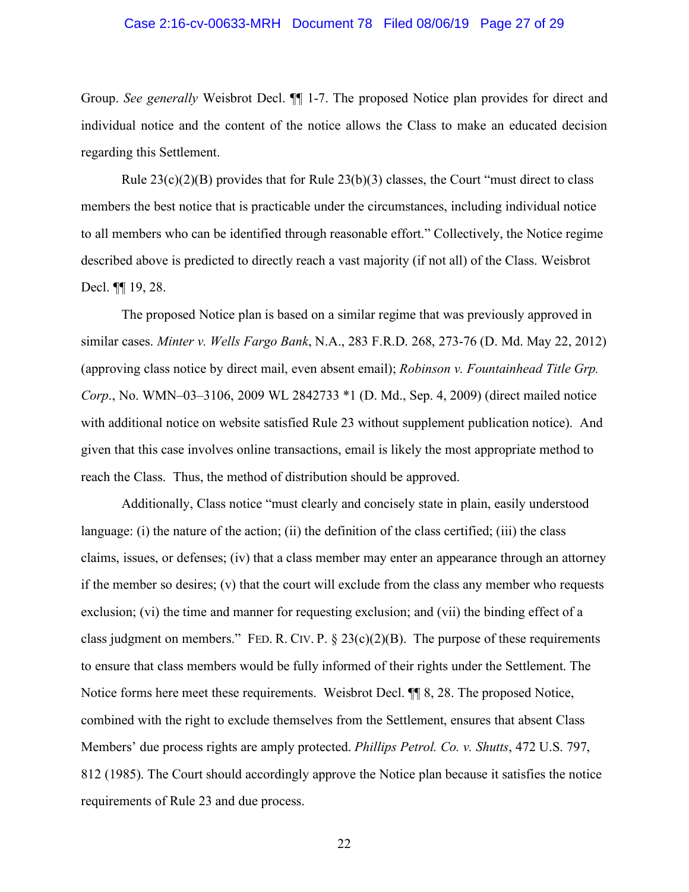Group. *See generally* Weisbrot Decl. ¶¶ 1-7. The proposed Notice plan provides for direct and individual notice and the content of the notice allows the Class to make an educated decision regarding this Settlement.

Rule 23(c)(2)(B) provides that for Rule 23(b)(3) classes, the Court "must direct to class members the best notice that is practicable under the circumstances, including individual notice to all members who can be identified through reasonable effort." Collectively, the Notice regime described above is predicted to directly reach a vast majority (if not all) of the Class. Weisbrot Decl. ¶¶ 19, 28.

The proposed Notice plan is based on a similar regime that was previously approved in similar cases. *Minter v. Wells Fargo Bank*, N.A., 283 F.R.D. 268, 273-76 (D. Md. May 22, 2012) (approving class notice by direct mail, even absent email); *Robinson v. Fountainhead Title Grp. Corp*., No. WMN–03–3106, 2009 WL 2842733 *1 (D. Md., Sep. 4, 2009) (direct mailed notice with additional notice on website satisfied Rule 23 without supplement publication notice). And given that this case involves online transactions, email is likely the most appropriate method to reach the Class. Thus, the method of distribution should be approved.

Additionally, Class notice "must clearly and concisely state in plain, easily understood language: (i) the nature of the action; (ii) the definition of the class certified; (iii) the class claims, issues, or defenses; (iv) that a class member may enter an appearance through an attorney if the member so desires; (v) that the court will exclude from the class any member who requests exclusion; (vi) the time and manner for requesting exclusion; and (vii) the binding effect of a class judgment on members." FED. R. CIV. P. § 23(c)(2)(B). The purpose of these requirements to ensure that class members would be fully informed of their rights under the Settlement. The Notice forms here meet these requirements. Weisbrot Decl. ¶¶ 8, 28. The proposed Notice, combined with the right to exclude themselves from the Settlement, ensures that absent Class Members' due process rights are amply protected. *Phillips Petrol. Co. v. Shutts*, 472 U.S. 797, 812 (1985). The Court should accordingly approve the Notice plan because it satisfies the notice requirements of Rule 23 and due process.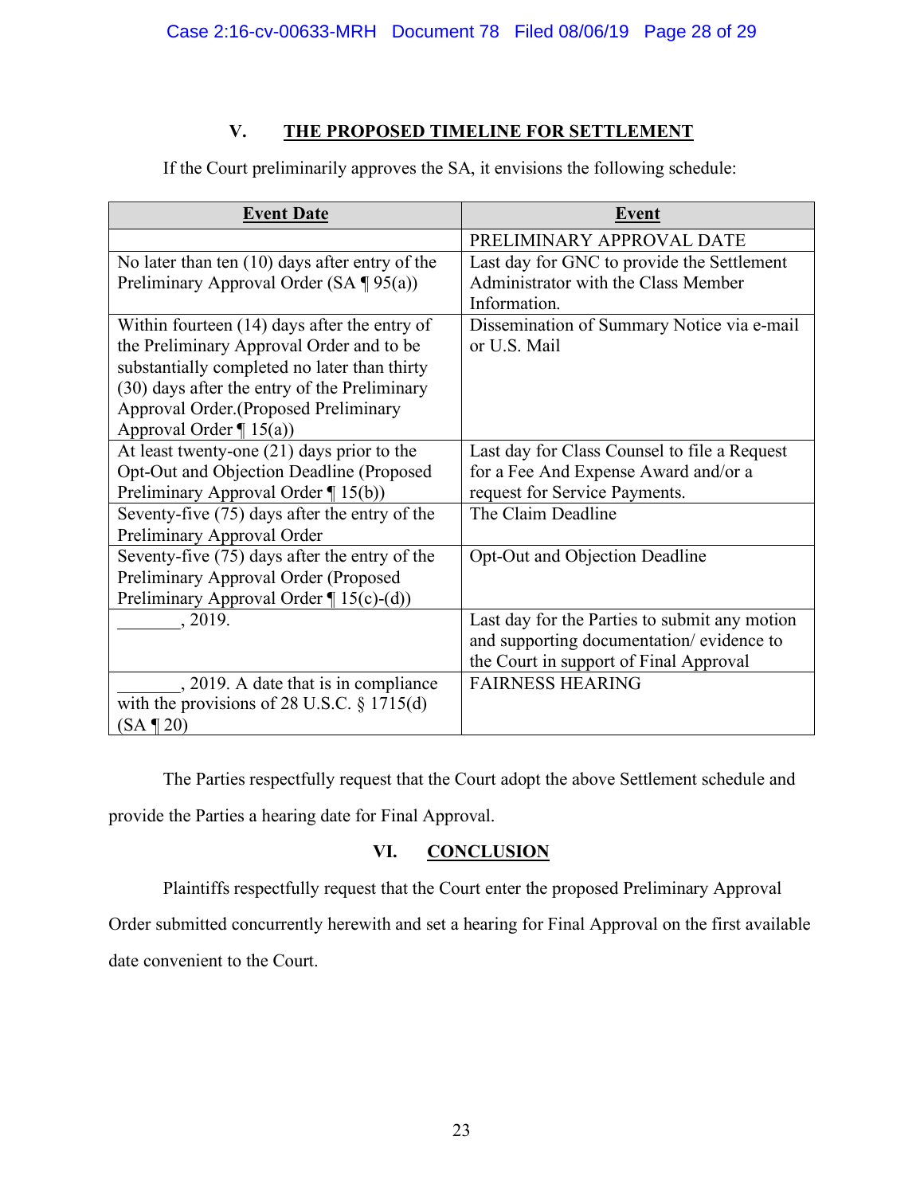## V. THE PROPOSED TIMELINE FOR SETTLEMENT

If the Court preliminarily approves the SA, it envisions the following schedule:

| Event Date | Event |
|---|---|
| | PRELIMINARY APPROVAL DATE |
| No later than ten (10) days after entry of the Preliminary Approval Order (SA ¶ 95(a)) | Last day for GNC to provide the Settlement Administrator with the Class Member Information. |
| Within fourteen (14) days after the entry of the Preliminary Approval Order and to be substantially completed no later than thirty (30) days after the entry of the Preliminary Approval Order.(Proposed Preliminary Approval Order ¶ 15(a)) | Dissemination of Summary Notice via e-mail or U.S. Mail |
| At least twenty-one (21) days prior to the Opt-Out and Objection Deadline (Proposed Preliminary Approval Order ¶ 15(b)) | Last day for Class Counsel to file a Request for a Fee And Expense Award and/or a request for Service Payments. |
| Seventy-five (75) days after the entry of the Preliminary Approval Order | The Claim Deadline |
| Seventy-five (75) days after the entry of the Preliminary Approval Order (Proposed Preliminary Approval Order ¶ 15(c)-(d)) | Opt-Out and Objection Deadline |
| _______, 2019. | Last day for the Parties to submit any motion and supporting documentation/ evidence to the Court in support of Final Approval |
| _______, 2019. A date that is in compliance with the provisions of 28 U.S.C. § 1715(d) (SA ¶ 20) | FAIRNESS HEARING |

The Parties respectfully request that the Court adopt the above Settlement schedule and provide the Parties a hearing date for Final Approval.

## VI. CONCLUSION

Plaintiffs respectfully request that the Court enter the proposed Preliminary Approval Order submitted concurrently herewith and set a hearing for Final Approval on the first available date convenient to the Court.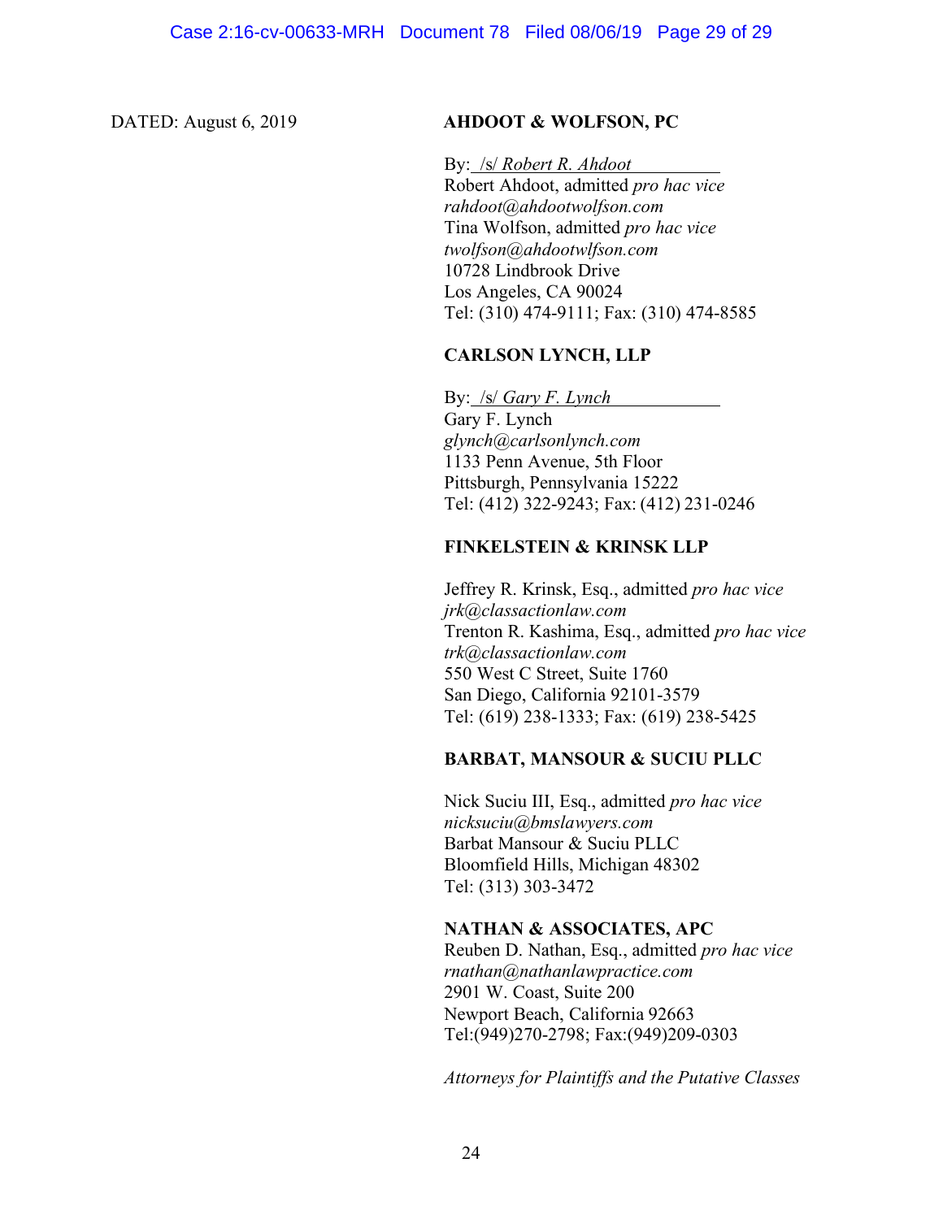DATED: August 6, 2019

**AHDOOT & WOLFSON, PC**

By: /s/ *Robert R. Ahdoot*
Robert Ahdoot, admitted *pro hac vice*
*rahdoot@ahdootwolfson.com*
Tina Wolfson, admitted *pro hac vice*
*twolfson@ahdootwlfson.com*
10728 Lindbrook Drive
Los Angeles, CA 90024
Tel: (310) 474-9111; Fax: (310) 474-8585

**CARLSON LYNCH, LLP**

By: /s/ *Gary F. Lynch*
Gary F. Lynch
*glynch@carlsonlynch.com*
1133 Penn Avenue, 5th Floor
Pittsburgh, Pennsylvania 15222
Tel: (412) 322-9243; Fax: (412) 231-0246

**FINKELSTEIN & KRINSK LLP**

Jeffrey R. Krinsk, Esq., admitted *pro hac vice*
*jrk@classactionlaw.com*
Trenton R. Kashima, Esq., admitted *pro hac vice*
*trk@classactionlaw.com*
550 West C Street, Suite 1760
San Diego, California 92101-3579
Tel: (619) 238-1333; Fax: (619) 238-5425

**BARBAT, MANSOUR & SUCIU PLLC**

Nick Suciu III, Esq., admitted *pro hac vice*
*nicksuciu@bmslawyers.com*
Barbat Mansour & Suciu PLLC
Bloomfield Hills, Michigan 48302
Tel: (313) 303-3472

**NATHAN & ASSOCIATES, APC**
Reuben D. Nathan, Esq., admitted *pro hac vice*
*rnathan@nathanlawpractice.com*
2901 W. Coast, Suite 200
Newport Beach, California 92663
Tel:(949)270-2798; Fax:(949)209-0303

*Attorneys for Plaintiffs and the Putative Classes*